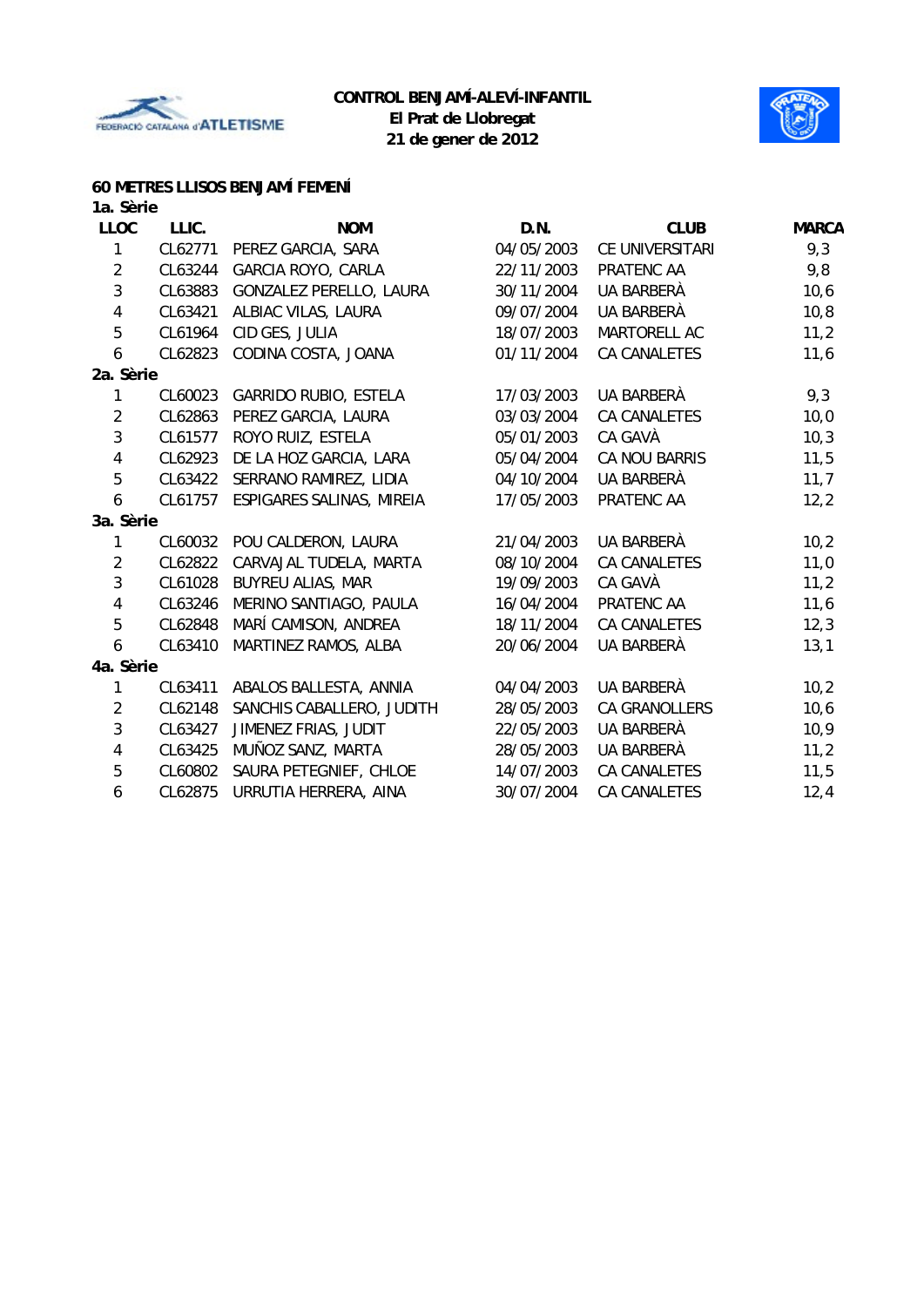**CONTROL BENJAMÍ-ALEVÍ-INFANTIL**
**El Prat de Llobregat**
**21 de gener de 2012**

## 60 METRES LLISOS BENJAMÍ FEMENÍ

| LLOC | LLIC. | NOM | D.N. | CLUB | MARCA |
|---|---|---|---|---|---|
| **1a. Sèrie** | | | | | |
| 1 | CL62771 | PEREZ GARCIA, SARA | 04/05/2003 | CE UNIVERSITARI | 9,3 |
| 2 | CL63244 | GARCIA ROYO, CARLA | 22/11/2003 | PRATENC AA | 9,8 |
| 3 | CL63883 | GONZALEZ PERELLO, LAURA | 30/11/2004 | UA BARBERÀ | 10,6 |
| 4 | CL63421 | ALBIAC VILAS, LAURA | 09/07/2004 | UA BARBERÀ | 10,8 |
| 5 | CL61964 | CID GES, JULIA | 18/07/2003 | MARTORELL AC | 11,2 |
| 6 | CL62823 | CODINA COSTA, JOANA | 01/11/2004 | CA CANALETES | 11,6 |
| **2a. Sèrie** | | | | | |
| 1 | CL60023 | GARRIDO RUBIO, ESTELA | 17/03/2003 | UA BARBERÀ | 9,3 |
| 2 | CL62863 | PEREZ GARCIA, LAURA | 03/03/2004 | CA CANALETES | 10,0 |
| 3 | CL61577 | ROYO RUIZ, ESTELA | 05/01/2003 | CA GAVÀ | 10,3 |
| 4 | CL62923 | DE LA HOZ GARCIA, LARA | 05/04/2004 | CA NOU BARRIS | 11,5 |
| 5 | CL63422 | SERRANO RAMIREZ, LIDIA | 04/10/2004 | UA BARBERÀ | 11,7 |
| 6 | CL61757 | ESPIGARES SALINAS, MIREIA | 17/05/2003 | PRATENC AA | 12,2 |
| **3a. Sèrie** | | | | | |
| 1 | CL60032 | POU CALDERON, LAURA | 21/04/2003 | UA BARBERÀ | 10,2 |
| 2 | CL62822 | CARVAJAL TUDELA, MARTA | 08/10/2004 | CA CANALETES | 11,0 |
| 3 | CL61028 | BUYREU ALIAS, MAR | 19/09/2003 | CA GAVÀ | 11,2 |
| 4 | CL63246 | MERINO SANTIAGO, PAULA | 16/04/2004 | PRATENC AA | 11,6 |
| 5 | CL62848 | MARÍ CAMISON, ANDREA | 18/11/2004 | CA CANALETES | 12,3 |
| 6 | CL63410 | MARTINEZ RAMOS, ALBA | 20/06/2004 | UA BARBERÀ | 13,1 |
| **4a. Sèrie** | | | | | |
| 1 | CL63411 | ABALOS BALLESTA, ANNIA | 04/04/2003 | UA BARBERÀ | 10,2 |
| 2 | CL62148 | SANCHIS CABALLERO, JUDITH | 28/05/2003 | CA GRANOLLERS | 10,6 |
| 3 | CL63427 | JIMENEZ FRIAS, JUDIT | 22/05/2003 | UA BARBERÀ | 10,9 |
| 4 | CL63425 | MUÑOZ SANZ, MARTA | 28/05/2003 | UA BARBERÀ | 11,2 |
| 5 | CL60802 | SAURA PETEGNIEF, CHLOE | 14/07/2003 | CA CANALETES | 11,5 |
| 6 | CL62875 | URRUTIA HERRERA, AINA | 30/07/2004 | CA CANALETES | 12,4 |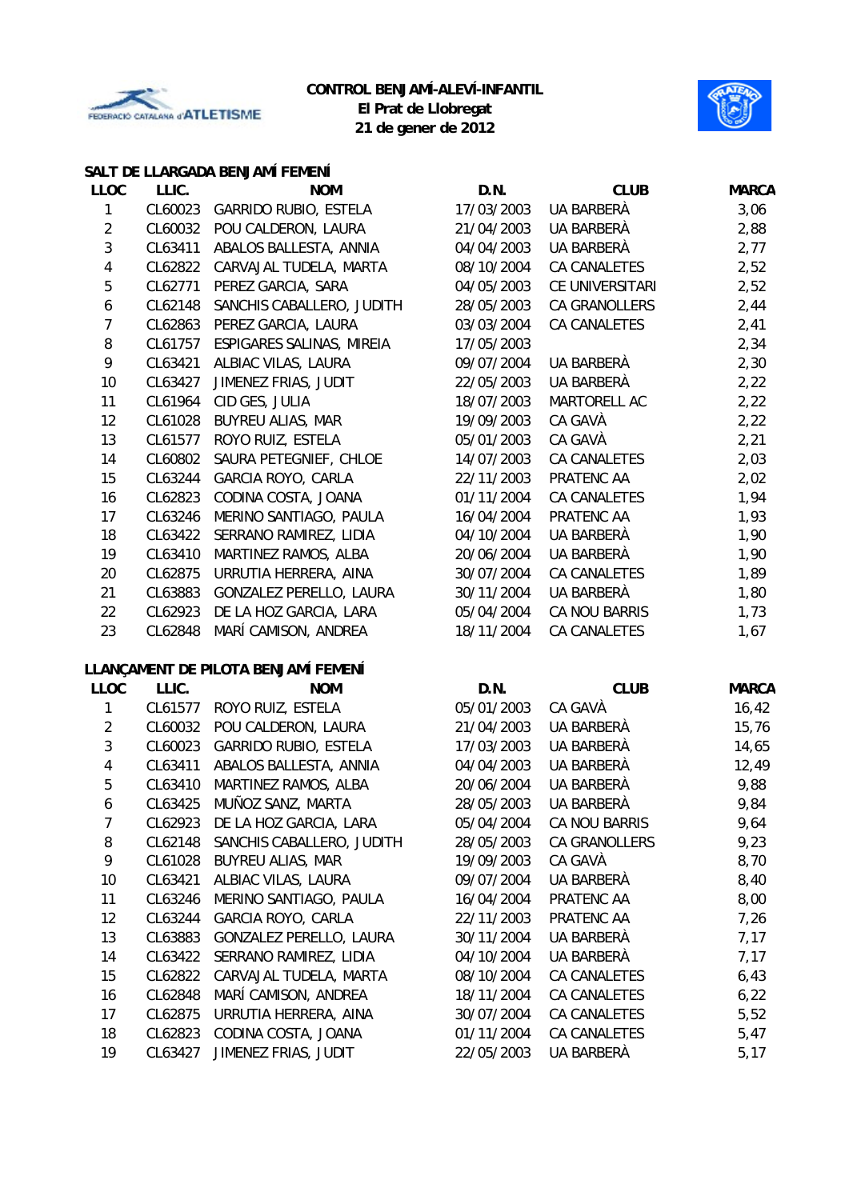**CONTROL BENJAMÍ-ALEVÍ-INFANTIL**
**El Prat de Llobregat**
**21 de gener de 2012**

### SALT DE LLARGADA BENJAMÍ FEMENÍ

| LLOC | LLIC. | NOM | D.N. | CLUB | MARCA |
|---|---|---|---|---|---|
| 1 | CL60023 | GARRIDO RUBIO, ESTELA | 17/03/2003 | UA BARBERÀ | 3,06 |
| 2 | CL60032 | POU CALDERON, LAURA | 21/04/2003 | UA BARBERÀ | 2,88 |
| 3 | CL63411 | ABALOS BALLESTA, ANNIA | 04/04/2003 | UA BARBERÀ | 2,77 |
| 4 | CL62822 | CARVAJAL TUDELA, MARTA | 08/10/2004 | CA CANALETES | 2,52 |
| 5 | CL62771 | PEREZ GARCIA, SARA | 04/05/2003 | CE UNIVERSITARI | 2,52 |
| 6 | CL62148 | SANCHIS CABALLERO, JUDITH | 28/05/2003 | CA GRANOLLERS | 2,44 |
| 7 | CL62863 | PEREZ GARCIA, LAURA | 03/03/2004 | CA CANALETES | 2,41 |
| 8 | CL61757 | ESPIGARES SALINAS, MIREIA | 17/05/2003 | | 2,34 |
| 9 | CL63421 | ALBIAC VILAS, LAURA | 09/07/2004 | UA BARBERÀ | 2,30 |
| 10 | CL63427 | JIMENEZ FRIAS, JUDIT | 22/05/2003 | UA BARBERÀ | 2,22 |
| 11 | CL61964 | CID GES, JULIA | 18/07/2003 | MARTORELL AC | 2,22 |
| 12 | CL61028 | BUYREU ALIAS, MAR | 19/09/2003 | CA GAVÀ | 2,22 |
| 13 | CL61577 | ROYO RUIZ, ESTELA | 05/01/2003 | CA GAVÀ | 2,21 |
| 14 | CL60802 | SAURA PETEGNIEF, CHLOE | 14/07/2003 | CA CANALETES | 2,03 |
| 15 | CL63244 | GARCIA ROYO, CARLA | 22/11/2003 | PRATENC AA | 2,02 |
| 16 | CL62823 | CODINA COSTA, JOANA | 01/11/2004 | CA CANALETES | 1,94 |
| 17 | CL63246 | MERINO SANTIAGO, PAULA | 16/04/2004 | PRATENC AA | 1,93 |
| 18 | CL63422 | SERRANO RAMIREZ, LIDIA | 04/10/2004 | UA BARBERÀ | 1,90 |
| 19 | CL63410 | MARTINEZ RAMOS, ALBA | 20/06/2004 | UA BARBERÀ | 1,90 |
| 20 | CL62875 | URRUTIA HERRERA, AINA | 30/07/2004 | CA CANALETES | 1,89 |
| 21 | CL63883 | GONZALEZ PERELLO, LAURA | 30/11/2004 | UA BARBERÀ | 1,80 |
| 22 | CL62923 | DE LA HOZ GARCIA, LARA | 05/04/2004 | CA NOU BARRIS | 1,73 |
| 23 | CL62848 | MARÍ CAMISON, ANDREA | 18/11/2004 | CA CANALETES | 1,67 |

### LLANÇAMENT DE PILOTA BENJAMÍ FEMENÍ

| LLOC | LLIC. | NOM | D.N. | CLUB | MARCA |
|---|---|---|---|---|---|
| 1 | CL61577 | ROYO RUIZ, ESTELA | 05/01/2003 | CA GAVÀ | 16,42 |
| 2 | CL60032 | POU CALDERON, LAURA | 21/04/2003 | UA BARBERÀ | 15,76 |
| 3 | CL60023 | GARRIDO RUBIO, ESTELA | 17/03/2003 | UA BARBERÀ | 14,65 |
| 4 | CL63411 | ABALOS BALLESTA, ANNIA | 04/04/2003 | UA BARBERÀ | 12,49 |
| 5 | CL63410 | MARTINEZ RAMOS, ALBA | 20/06/2004 | UA BARBERÀ | 9,88 |
| 6 | CL63425 | MUÑOZ SANZ, MARTA | 28/05/2003 | UA BARBERÀ | 9,84 |
| 7 | CL62923 | DE LA HOZ GARCIA, LARA | 05/04/2004 | CA NOU BARRIS | 9,64 |
| 8 | CL62148 | SANCHIS CABALLERO, JUDITH | 28/05/2003 | CA GRANOLLERS | 9,23 |
| 9 | CL61028 | BUYREU ALIAS, MAR | 19/09/2003 | CA GAVÀ | 8,70 |
| 10 | CL63421 | ALBIAC VILAS, LAURA | 09/07/2004 | UA BARBERÀ | 8,40 |
| 11 | CL63246 | MERINO SANTIAGO, PAULA | 16/04/2004 | PRATENC AA | 8,00 |
| 12 | CL63244 | GARCIA ROYO, CARLA | 22/11/2003 | PRATENC AA | 7,26 |
| 13 | CL63883 | GONZALEZ PERELLO, LAURA | 30/11/2004 | UA BARBERÀ | 7,17 |
| 14 | CL63422 | SERRANO RAMIREZ, LIDIA | 04/10/2004 | UA BARBERÀ | 7,17 |
| 15 | CL62822 | CARVAJAL TUDELA, MARTA | 08/10/2004 | CA CANALETES | 6,43 |
| 16 | CL62848 | MARÍ CAMISON, ANDREA | 18/11/2004 | CA CANALETES | 6,22 |
| 17 | CL62875 | URRUTIA HERRERA, AINA | 30/07/2004 | CA CANALETES | 5,52 |
| 18 | CL62823 | CODINA COSTA, JOANA | 01/11/2004 | CA CANALETES | 5,47 |
| 19 | CL63427 | JIMENEZ FRIAS, JUDIT | 22/05/2003 | UA BARBERÀ | 5,17 |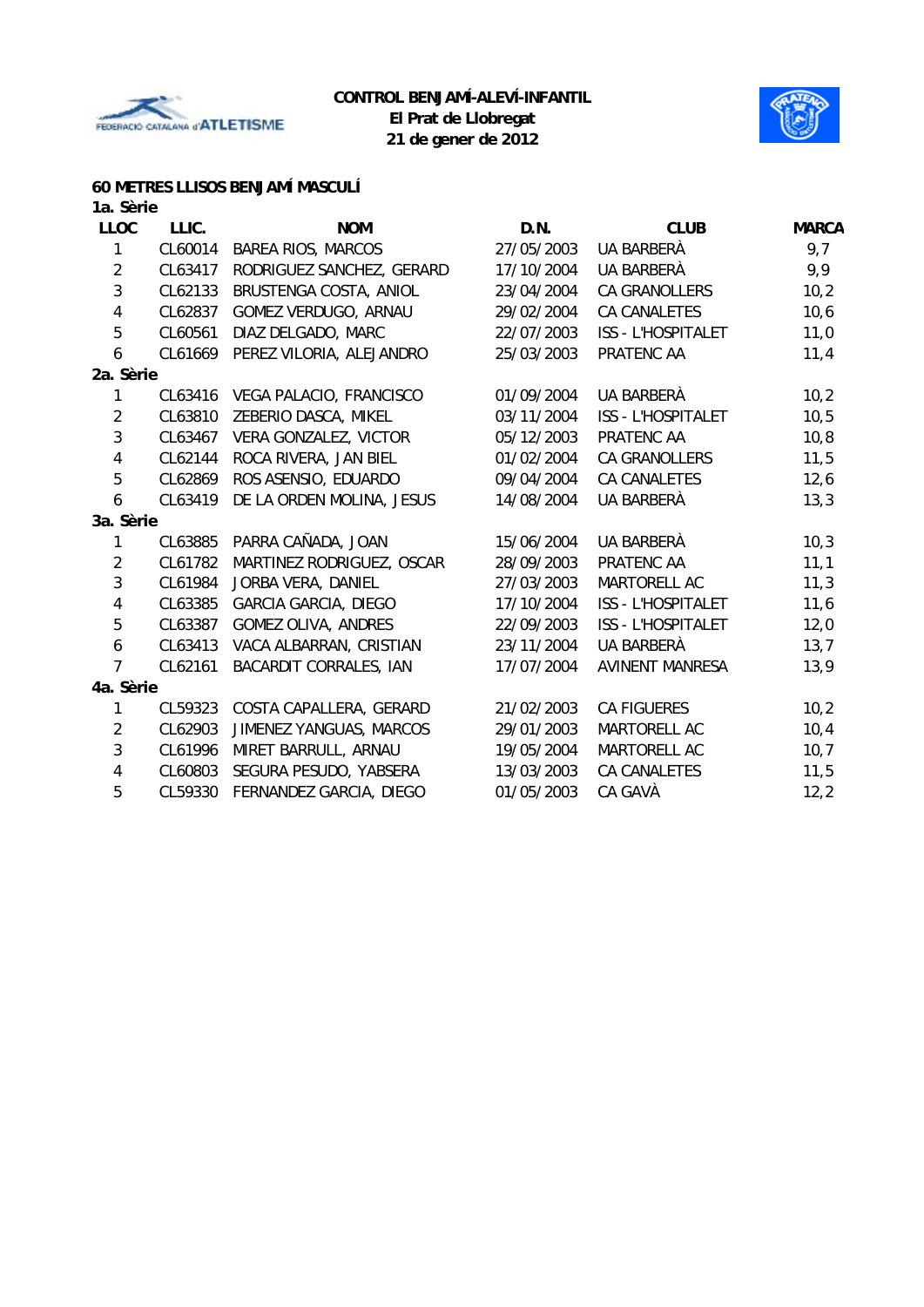**CONTROL BENJAMÍ-ALEVÍ-INFANTIL**
**El Prat de Llobregat**
**21 de gener de 2012**

### 60 METRES LLISOS BENJAMÍ MASCULÍ

**1a. Sèrie**

| LLOC | LLIC. | NOM | D.N. | CLUB | MARCA |
|---|---|---|---|---|---|
| 1 | CL60014 | BAREA RIOS, MARCOS | 27/05/2003 | UA BARBERÀ | 9,7 |
| 2 | CL63417 | RODRIGUEZ SANCHEZ, GERARD | 17/10/2004 | UA BARBERÀ | 9,9 |
| 3 | CL62133 | BRUSTENGA COSTA, ANIOL | 23/04/2004 | CA GRANOLLERS | 10,2 |
| 4 | CL62837 | GOMEZ VERDUGO, ARNAU | 29/02/2004 | CA CANALETES | 10,6 |
| 5 | CL60561 | DIAZ DELGADO, MARC | 22/07/2003 | ISS - L'HOSPITALET | 11,0 |
| 6 | CL61669 | PEREZ VILORIA, ALEJANDRO | 25/03/2003 | PRATENC AA | 11,4 |

**2a. Sèrie**

| LLOC | LLIC. | NOM | D.N. | CLUB | MARCA |
|---|---|---|---|---|---|
| 1 | CL63416 | VEGA PALACIO, FRANCISCO | 01/09/2004 | UA BARBERÀ | 10,2 |
| 2 | CL63810 | ZEBERIO DASCA, MIKEL | 03/11/2004 | ISS - L'HOSPITALET | 10,5 |
| 3 | CL63467 | VERA GONZALEZ, VICTOR | 05/12/2003 | PRATENC AA | 10,8 |
| 4 | CL62144 | ROCA RIVERA, JAN BIEL | 01/02/2004 | CA GRANOLLERS | 11,5 |
| 5 | CL62869 | ROS ASENSIO, EDUARDO | 09/04/2004 | CA CANALETES | 12,6 |
| 6 | CL63419 | DE LA ORDEN MOLINA, JESUS | 14/08/2004 | UA BARBERÀ | 13,3 |

**3a. Sèrie**

| LLOC | LLIC. | NOM | D.N. | CLUB | MARCA |
|---|---|---|---|---|---|
| 1 | CL63885 | PARRA CAÑADA, JOAN | 15/06/2004 | UA BARBERÀ | 10,3 |
| 2 | CL61782 | MARTINEZ RODRIGUEZ, OSCAR | 28/09/2003 | PRATENC AA | 11,1 |
| 3 | CL61984 | JORBA VERA, DANIEL | 27/03/2003 | MARTORELL AC | 11,3 |
| 4 | CL63385 | GARCIA GARCIA, DIEGO | 17/10/2004 | ISS - L'HOSPITALET | 11,6 |
| 5 | CL63387 | GOMEZ OLIVA, ANDRES | 22/09/2003 | ISS - L'HOSPITALET | 12,0 |
| 6 | CL63413 | VACA ALBARRAN, CRISTIAN | 23/11/2004 | UA BARBERÀ | 13,7 |
| 7 | CL62161 | BACARDIT CORRALES, IAN | 17/07/2004 | AVINENT MANRESA | 13,9 |

**4a. Sèrie**

| LLOC | LLIC. | NOM | D.N. | CLUB | MARCA |
|---|---|---|---|---|---|
| 1 | CL59323 | COSTA CAPALLERA, GERARD | 21/02/2003 | CA FIGUERES | 10,2 |
| 2 | CL62903 | JIMENEZ YANGUAS, MARCOS | 29/01/2003 | MARTORELL AC | 10,4 |
| 3 | CL61996 | MIRET BARRULL, ARNAU | 19/05/2004 | MARTORELL AC | 10,7 |
| 4 | CL60803 | SEGURA PESUDO, YABSERA | 13/03/2003 | CA CANALETES | 11,5 |
| 5 | CL59330 | FERNANDEZ GARCIA, DIEGO | 01/05/2003 | CA GAVÀ | 12,2 |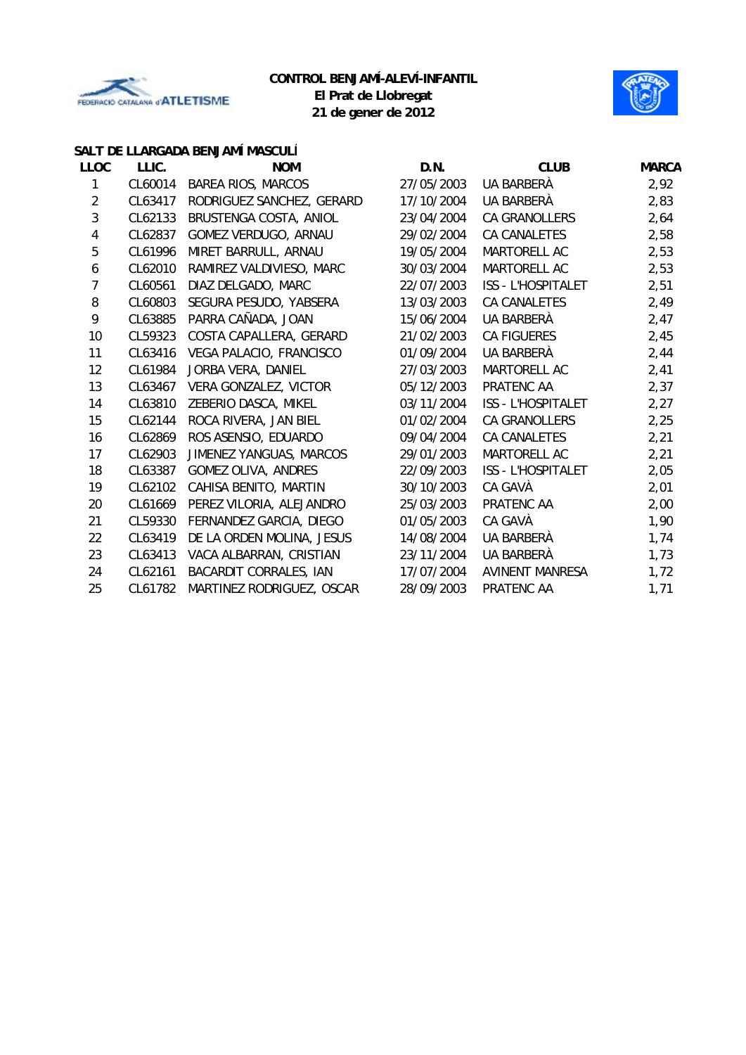**CONTROL BENJAMÍ-ALEVÍ-INFANTIL**
**El Prat de Llobregat**
**21 de gener de 2012**

## SALT DE LLARGADA BENJAMÍ MASCULÍ

| LLOC | LLIC. | NOM | D.N. | CLUB | MARCA |
|---|---|---|---|---|---|
| 1 | CL60014 | BAREA RIOS, MARCOS | 27/05/2003 | UA BARBERÀ | 2,92 |
| 2 | CL63417 | RODRIGUEZ SANCHEZ, GERARD | 17/10/2004 | UA BARBERÀ | 2,83 |
| 3 | CL62133 | BRUSTENGA COSTA, ANIOL | 23/04/2004 | CA GRANOLLERS | 2,64 |
| 4 | CL62837 | GOMEZ VERDUGO, ARNAU | 29/02/2004 | CA CANALETES | 2,58 |
| 5 | CL61996 | MIRET BARRULL, ARNAU | 19/05/2004 | MARTORELL AC | 2,53 |
| 6 | CL62010 | RAMIREZ VALDIVIESO, MARC | 30/03/2004 | MARTORELL AC | 2,53 |
| 7 | CL60561 | DIAZ DELGADO, MARC | 22/07/2003 | ISS - L'HOSPITALET | 2,51 |
| 8 | CL60803 | SEGURA PESUDO, YABSERA | 13/03/2003 | CA CANALETES | 2,49 |
| 9 | CL63885 | PARRA CAÑADA, JOAN | 15/06/2004 | UA BARBERÀ | 2,47 |
| 10 | CL59323 | COSTA CAPALLERA, GERARD | 21/02/2003 | CA FIGUERES | 2,45 |
| 11 | CL63416 | VEGA PALACIO, FRANCISCO | 01/09/2004 | UA BARBERÀ | 2,44 |
| 12 | CL61984 | JORBA VERA, DANIEL | 27/03/2003 | MARTORELL AC | 2,41 |
| 13 | CL63467 | VERA GONZALEZ, VICTOR | 05/12/2003 | PRATENC AA | 2,37 |
| 14 | CL63810 | ZEBERIO DASCA, MIKEL | 03/11/2004 | ISS - L'HOSPITALET | 2,27 |
| 15 | CL62144 | ROCA RIVERA, JAN BIEL | 01/02/2004 | CA GRANOLLERS | 2,25 |
| 16 | CL62869 | ROS ASENSIO, EDUARDO | 09/04/2004 | CA CANALETES | 2,21 |
| 17 | CL62903 | JIMENEZ YANGUAS, MARCOS | 29/01/2003 | MARTORELL AC | 2,21 |
| 18 | CL63387 | GOMEZ OLIVA, ANDRES | 22/09/2003 | ISS - L'HOSPITALET | 2,05 |
| 19 | CL62102 | CAHISA BENITO, MARTIN | 30/10/2003 | CA GAVÀ | 2,01 |
| 20 | CL61669 | PEREZ VILORIA, ALEJANDRO | 25/03/2003 | PRATENC AA | 2,00 |
| 21 | CL59330 | FERNANDEZ GARCIA, DIEGO | 01/05/2003 | CA GAVÀ | 1,90 |
| 22 | CL63419 | DE LA ORDEN MOLINA, JESUS | 14/08/2004 | UA BARBERÀ | 1,74 |
| 23 | CL63413 | VACA ALBARRAN, CRISTIAN | 23/11/2004 | UA BARBERÀ | 1,73 |
| 24 | CL62161 | BACARDIT CORRALES, IAN | 17/07/2004 | AVINENT MANRESA | 1,72 |
| 25 | CL61782 | MARTINEZ RODRIGUEZ, OSCAR | 28/09/2003 | PRATENC AA | 1,71 |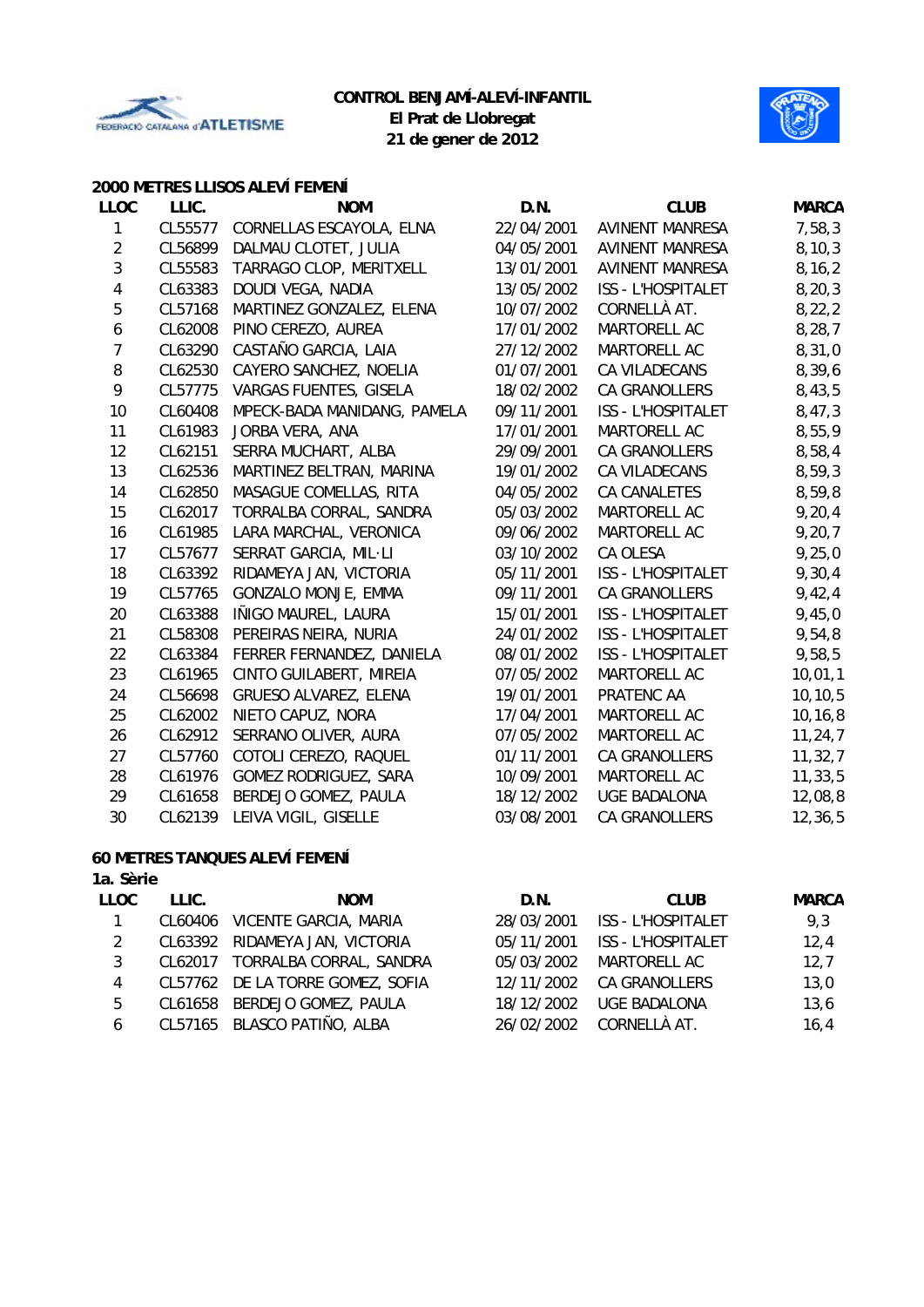**CONTROL BENJAMÍ-ALEVÍ-INFANTIL**
**El Prat de Llobregat**
**21 de gener de 2012**

## 2000 METRES LLISOS ALEVÍ FEMENÍ

| LLOC | LLIC. | NOM | D.N. | CLUB | MARCA |
|---|---|---|---|---|---|
| 1 | CL55577 | CORNELLAS ESCAYOLA, ELNA | 22/04/2001 | AVINENT MANRESA | 7,58,3 |
| 2 | CL56899 | DALMAU CLOTET, JULIA | 04/05/2001 | AVINENT MANRESA | 8,10,3 |
| 3 | CL55583 | TARRAGO CLOP, MERITXELL | 13/01/2001 | AVINENT MANRESA | 8,16,2 |
| 4 | CL63383 | DOUDI VEGA, NADIA | 13/05/2002 | ISS - L'HOSPITALET | 8,20,3 |
| 5 | CL57168 | MARTINEZ GONZALEZ, ELENA | 10/07/2002 | CORNELLÀ AT. | 8,22,2 |
| 6 | CL62008 | PINO CEREZO, AUREA | 17/01/2002 | MARTORELL AC | 8,28,7 |
| 7 | CL63290 | CASTAÑO GARCIA, LAIA | 27/12/2002 | MARTORELL AC | 8,31,0 |
| 8 | CL62530 | CAYERO SANCHEZ, NOELIA | 01/07/2001 | CA VILADECANS | 8,39,6 |
| 9 | CL57775 | VARGAS FUENTES, GISELA | 18/02/2002 | CA GRANOLLERS | 8,43,5 |
| 10 | CL60408 | MPECK-BADA MANIDANG, PAMELA | 09/11/2001 | ISS - L'HOSPITALET | 8,47,3 |
| 11 | CL61983 | JORBA VERA, ANA | 17/01/2001 | MARTORELL AC | 8,55,9 |
| 12 | CL62151 | SERRA MUCHART, ALBA | 29/09/2001 | CA GRANOLLERS | 8,58,4 |
| 13 | CL62536 | MARTINEZ BELTRAN, MARINA | 19/01/2002 | CA VILADECANS | 8,59,3 |
| 14 | CL62850 | MASAGUE COMELLAS, RITA | 04/05/2002 | CA CANALETES | 8,59,8 |
| 15 | CL62017 | TORRALBA CORRAL, SANDRA | 05/03/2002 | MARTORELL AC | 9,20,4 |
| 16 | CL61985 | LARA MARCHAL, VERONICA | 09/06/2002 | MARTORELL AC | 9,20,7 |
| 17 | CL57677 | SERRAT GARCIA, MIL·LI | 03/10/2002 | CA OLESA | 9,25,0 |
| 18 | CL63392 | RIDAMEYA JAN, VICTORIA | 05/11/2001 | ISS - L'HOSPITALET | 9,30,4 |
| 19 | CL57765 | GONZALO MONJE, EMMA | 09/11/2001 | CA GRANOLLERS | 9,42,4 |
| 20 | CL63388 | IÑIGO MAUREL, LAURA | 15/01/2001 | ISS - L'HOSPITALET | 9,45,0 |
| 21 | CL58308 | PEREIRAS NEIRA, NURIA | 24/01/2002 | ISS - L'HOSPITALET | 9,54,8 |
| 22 | CL63384 | FERRER FERNANDEZ, DANIELA | 08/01/2002 | ISS - L'HOSPITALET | 9,58,5 |
| 23 | CL61965 | CINTO GUILABERT, MIREIA | 07/05/2002 | MARTORELL AC | 10,01,1 |
| 24 | CL56698 | GRUESO ALVAREZ, ELENA | 19/01/2001 | PRATENC AA | 10,10,5 |
| 25 | CL62002 | NIETO CAPUZ, NORA | 17/04/2001 | MARTORELL AC | 10,16,8 |
| 26 | CL62912 | SERRANO OLIVER, AURA | 07/05/2002 | MARTORELL AC | 11,24,7 |
| 27 | CL57760 | COTOLI CEREZO, RAQUEL | 01/11/2001 | CA GRANOLLERS | 11,32,7 |
| 28 | CL61976 | GOMEZ RODRIGUEZ, SARA | 10/09/2001 | MARTORELL AC | 11,33,5 |
| 29 | CL61658 | BERDEJO GOMEZ, PAULA | 18/12/2002 | UGE BADALONA | 12,08,8 |
| 30 | CL62139 | LEIVA VIGIL, GISELLE | 03/08/2001 | CA GRANOLLERS | 12,36,5 |

## 60 METRES TANQUES ALEVÍ FEMENÍ

**1a. Sèrie**

| LLOC | LLIC. | NOM | D.N. | CLUB | MARCA |
|---|---|---|---|---|---|
| 1 | CL60406 | VICENTE GARCIA, MARIA | 28/03/2001 | ISS - L'HOSPITALET | 9,3 |
| 2 | CL63392 | RIDAMEYA JAN, VICTORIA | 05/11/2001 | ISS - L'HOSPITALET | 12,4 |
| 3 | CL62017 | TORRALBA CORRAL, SANDRA | 05/03/2002 | MARTORELL AC | 12,7 |
| 4 | CL57762 | DE LA TORRE GOMEZ, SOFIA | 12/11/2002 | CA GRANOLLERS | 13,0 |
| 5 | CL61658 | BERDEJO GOMEZ, PAULA | 18/12/2002 | UGE BADALONA | 13,6 |
| 6 | CL57165 | BLASCO PATIÑO, ALBA | 26/02/2002 | CORNELLÀ AT. | 16,4 |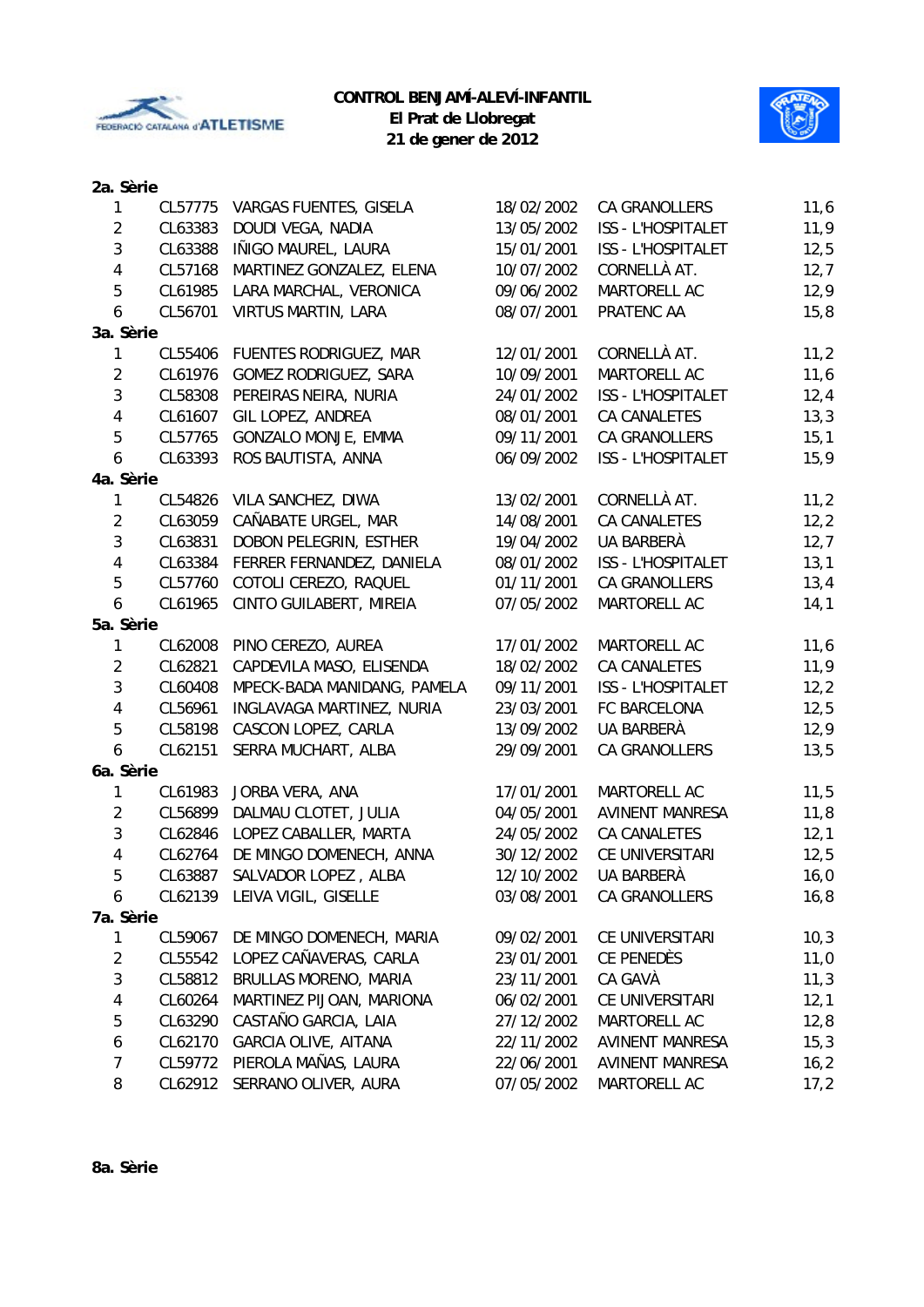**CONTROL BENJAMÍ-ALEVÍ-INFANTIL**
**El Prat de Llobregat**
**21 de gener de 2012**

**2a. Sèrie**

| | | | | | |
|---|---|---|---|---|---|
| 1 | CL57775 | VARGAS FUENTES, GISELA | 18/02/2002 | CA GRANOLLERS | 11,6 |
| 2 | CL63383 | DOUDI VEGA, NADIA | 13/05/2002 | ISS - L'HOSPITALET | 11,9 |
| 3 | CL63388 | IÑIGO MAUREL, LAURA | 15/01/2001 | ISS - L'HOSPITALET | 12,5 |
| 4 | CL57168 | MARTINEZ GONZALEZ, ELENA | 10/07/2002 | CORNELLÀ AT. | 12,7 |
| 5 | CL61985 | LARA MARCHAL, VERONICA | 09/06/2002 | MARTORELL AC | 12,9 |
| 6 | CL56701 | VIRTUS MARTIN, LARA | 08/07/2001 | PRATENC AA | 15,8 |

**3a. Sèrie**

| | | | | | |
|---|---|---|---|---|---|
| 1 | CL55406 | FUENTES RODRIGUEZ, MAR | 12/01/2001 | CORNELLÀ AT. | 11,2 |
| 2 | CL61976 | GOMEZ RODRIGUEZ, SARA | 10/09/2001 | MARTORELL AC | 11,6 |
| 3 | CL58308 | PEREIRAS NEIRA, NURIA | 24/01/2002 | ISS - L'HOSPITALET | 12,4 |
| 4 | CL61607 | GIL LOPEZ, ANDREA | 08/01/2001 | CA CANALETES | 13,3 |
| 5 | CL57765 | GONZALO MONJE, EMMA | 09/11/2001 | CA GRANOLLERS | 15,1 |
| 6 | CL63393 | ROS BAUTISTA, ANNA | 06/09/2002 | ISS - L'HOSPITALET | 15,9 |

**4a. Sèrie**

| | | | | | |
|---|---|---|---|---|---|
| 1 | CL54826 | VILA SANCHEZ, DIWA | 13/02/2001 | CORNELLÀ AT. | 11,2 |
| 2 | CL63059 | CAÑABATE URGEL, MAR | 14/08/2001 | CA CANALETES | 12,2 |
| 3 | CL63831 | DOBON PELEGRIN, ESTHER | 19/04/2002 | UA BARBERÀ | 12,7 |
| 4 | CL63384 | FERRER FERNANDEZ, DANIELA | 08/01/2002 | ISS - L'HOSPITALET | 13,1 |
| 5 | CL57760 | COTOLI CEREZO, RAQUEL | 01/11/2001 | CA GRANOLLERS | 13,4 |
| 6 | CL61965 | CINTO GUILABERT, MIREIA | 07/05/2002 | MARTORELL AC | 14,1 |

**5a. Sèrie**

| | | | | | |
|---|---|---|---|---|---|
| 1 | CL62008 | PINO CEREZO, AUREA | 17/01/2002 | MARTORELL AC | 11,6 |
| 2 | CL62821 | CAPDEVILA MASO, ELISENDA | 18/02/2002 | CA CANALETES | 11,9 |
| 3 | CL60408 | MPECK-BADA MANIDANG, PAMELA | 09/11/2001 | ISS - L'HOSPITALET | 12,2 |
| 4 | CL56961 | INGLAVAGA MARTINEZ, NURIA | 23/03/2001 | FC BARCELONA | 12,5 |
| 5 | CL58198 | CASCON LOPEZ, CARLA | 13/09/2002 | UA BARBERÀ | 12,9 |
| 6 | CL62151 | SERRA MUCHART, ALBA | 29/09/2001 | CA GRANOLLERS | 13,5 |

**6a. Sèrie**

| | | | | | |
|---|---|---|---|---|---|
| 1 | CL61983 | JORBA VERA, ANA | 17/01/2001 | MARTORELL AC | 11,5 |
| 2 | CL56899 | DALMAU CLOTET, JULIA | 04/05/2001 | AVINENT MANRESA | 11,8 |
| 3 | CL62846 | LOPEZ CABALLER, MARTA | 24/05/2002 | CA CANALETES | 12,1 |
| 4 | CL62764 | DE MINGO DOMENECH, ANNA | 30/12/2002 | CE UNIVERSITARI | 12,5 |
| 5 | CL63887 | SALVADOR LOPEZ , ALBA | 12/10/2002 | UA BARBERÀ | 16,0 |
| 6 | CL62139 | LEIVA VIGIL, GISELLE | 03/08/2001 | CA GRANOLLERS | 16,8 |

**7a. Sèrie**

| | | | | | |
|---|---|---|---|---|---|
| 1 | CL59067 | DE MINGO DOMENECH, MARIA | 09/02/2001 | CE UNIVERSITARI | 10,3 |
| 2 | CL55542 | LOPEZ CAÑAVERAS, CARLA | 23/01/2001 | CE PENEDÈS | 11,0 |
| 3 | CL58812 | BRULLAS MORENO, MARIA | 23/11/2001 | CA GAVÀ | 11,3 |
| 4 | CL60264 | MARTINEZ PIJOAN, MARIONA | 06/02/2001 | CE UNIVERSITARI | 12,1 |
| 5 | CL63290 | CASTAÑO GARCIA, LAIA | 27/12/2002 | MARTORELL AC | 12,8 |
| 6 | CL62170 | GARCIA OLIVE, AITANA | 22/11/2002 | AVINENT MANRESA | 15,3 |
| 7 | CL59772 | PIEROLA MAÑAS, LAURA | 22/06/2001 | AVINENT MANRESA | 16,2 |
| 8 | CL62912 | SERRANO OLIVER, AURA | 07/05/2002 | MARTORELL AC | 17,2 |

**8a. Sèrie**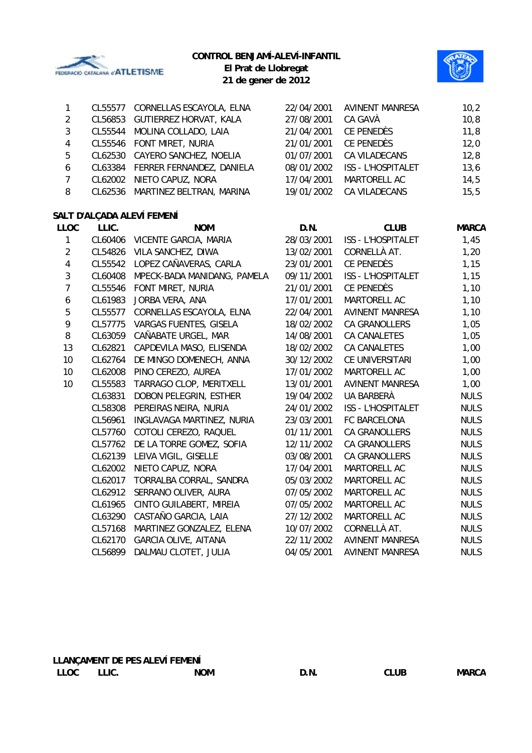**CONTROL BENJAMÍ-ALEVÍ-INFANTIL**
**El Prat de Llobregat**
**21 de gener de 2012**

| | | | | | |
|---|---|---|---|---|---|
| 1 | CL55577 | CORNELLAS ESCAYOLA, ELNA | 22/04/2001 | AVINENT MANRESA | 10,2 |
| 2 | CL56853 | GUTIERREZ HORVAT, KALA | 27/08/2001 | CA GAVÀ | 10,8 |
| 3 | CL55544 | MOLINA COLLADO, LAIA | 21/04/2001 | CE PENEDÈS | 11,8 |
| 4 | CL55546 | FONT MIRET, NURIA | 21/01/2001 | CE PENEDÈS | 12,0 |
| 5 | CL62530 | CAYERO SANCHEZ, NOELIA | 01/07/2001 | CA VILADECANS | 12,8 |
| 6 | CL63384 | FERRER FERNANDEZ, DANIELA | 08/01/2002 | ISS - L'HOSPITALET | 13,6 |
| 7 | CL62002 | NIETO CAPUZ, NORA | 17/04/2001 | MARTORELL AC | 14,5 |
| 8 | CL62536 | MARTINEZ BELTRAN, MARINA | 19/01/2002 | CA VILADECANS | 15,5 |

**SALT D'ALÇADA ALEVÍ FEMENÍ**

| LLOC | LLIC. | NOM | D.N. | CLUB | MARCA |
|---|---|---|---|---|---|
| 1 | CL60406 | VICENTE GARCIA, MARIA | 28/03/2001 | ISS - L'HOSPITALET | 1,45 |
| 2 | CL54826 | VILA SANCHEZ, DIWA | 13/02/2001 | CORNELLÀ AT. | 1,20 |
| 4 | CL55542 | LOPEZ CAÑAVERAS, CARLA | 23/01/2001 | CE PENEDÈS | 1,15 |
| 3 | CL60408 | MPECK-BADA MANIDANG, PAMELA | 09/11/2001 | ISS - L'HOSPITALET | 1,15 |
| 7 | CL55546 | FONT MIRET, NURIA | 21/01/2001 | CE PENEDÈS | 1,10 |
| 6 | CL61983 | JORBA VERA, ANA | 17/01/2001 | MARTORELL AC | 1,10 |
| 5 | CL55577 | CORNELLAS ESCAYOLA, ELNA | 22/04/2001 | AVINENT MANRESA | 1,10 |
| 9 | CL57775 | VARGAS FUENTES, GISELA | 18/02/2002 | CA GRANOLLERS | 1,05 |
| 8 | CL63059 | CAÑABATE URGEL, MAR | 14/08/2001 | CA CANALETES | 1,05 |
| 13 | CL62821 | CAPDEVILA MASO, ELISENDA | 18/02/2002 | CA CANALETES | 1,00 |
| 10 | CL62764 | DE MINGO DOMENECH, ANNA | 30/12/2002 | CE UNIVERSITARI | 1,00 |
| 10 | CL62008 | PINO CEREZO, AUREA | 17/01/2002 | MARTORELL AC | 1,00 |
| 10 | CL55583 | TARRAGO CLOP, MERITXELL | 13/01/2001 | AVINENT MANRESA | 1,00 |
| | CL63831 | DOBON PELEGRIN, ESTHER | 19/04/2002 | UA BARBERÀ | NULS |
| | CL58308 | PEREIRAS NEIRA, NURIA | 24/01/2002 | ISS - L'HOSPITALET | NULS |
| | CL56961 | INGLAVAGA MARTINEZ, NURIA | 23/03/2001 | FC BARCELONA | NULS |
| | CL57760 | COTOLI CEREZO, RAQUEL | 01/11/2001 | CA GRANOLLERS | NULS |
| | CL57762 | DE LA TORRE GOMEZ, SOFIA | 12/11/2002 | CA GRANOLLERS | NULS |
| | CL62139 | LEIVA VIGIL, GISELLE | 03/08/2001 | CA GRANOLLERS | NULS |
| | CL62002 | NIETO CAPUZ, NORA | 17/04/2001 | MARTORELL AC | NULS |
| | CL62017 | TORRALBA CORRAL, SANDRA | 05/03/2002 | MARTORELL AC | NULS |
| | CL62912 | SERRANO OLIVER, AURA | 07/05/2002 | MARTORELL AC | NULS |
| | CL61965 | CINTO GUILABERT, MIREIA | 07/05/2002 | MARTORELL AC | NULS |
| | CL63290 | CASTAÑO GARCIA, LAIA | 27/12/2002 | MARTORELL AC | NULS |
| | CL57168 | MARTINEZ GONZALEZ, ELENA | 10/07/2002 | CORNELLÀ AT. | NULS |
| | CL62170 | GARCIA OLIVE, AITANA | 22/11/2002 | AVINENT MANRESA | NULS |
| | CL56899 | DALMAU CLOTET, JULIA | 04/05/2001 | AVINENT MANRESA | NULS |

**LLANÇAMENT DE PES ALEVÍ FEMENÍ**

| LLOC | LLIC. | NOM | D.N. | CLUB | MARCA |
|---|---|---|---|---|---|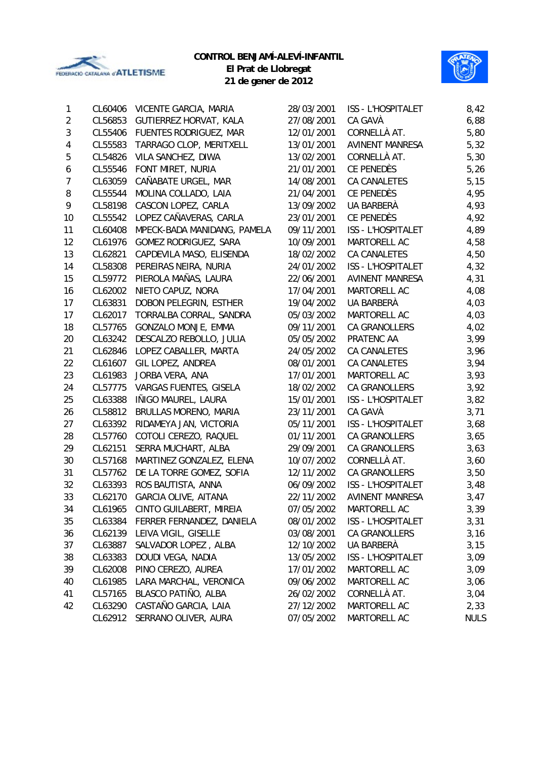**CONTROL BENJAMÍ-ALEVÍ-INFANTIL**
**El Prat de Llobregat**
**21 de gener de 2012**

| | | | | | |
|---|---|---|---|---|---|
| 1 | CL60406 | VICENTE GARCIA, MARIA | 28/03/2001 | ISS - L'HOSPITALET | 8,42 |
| 2 | CL56853 | GUTIERREZ HORVAT, KALA | 27/08/2001 | CA GAVÀ | 6,88 |
| 3 | CL55406 | FUENTES RODRIGUEZ, MAR | 12/01/2001 | CORNELLÀ AT. | 5,80 |
| 4 | CL55583 | TARRAGO CLOP, MERITXELL | 13/01/2001 | AVINENT MANRESA | 5,32 |
| 5 | CL54826 | VILA SANCHEZ, DIWA | 13/02/2001 | CORNELLÀ AT. | 5,30 |
| 6 | CL55546 | FONT MIRET, NURIA | 21/01/2001 | CE PENEDÈS | 5,26 |
| 7 | CL63059 | CAÑABATE URGEL, MAR | 14/08/2001 | CA CANALETES | 5,15 |
| 8 | CL55544 | MOLINA COLLADO, LAIA | 21/04/2001 | CE PENEDÈS | 4,95 |
| 9 | CL58198 | CASCON LOPEZ, CARLA | 13/09/2002 | UA BARBERÀ | 4,93 |
| 10 | CL55542 | LOPEZ CAÑAVERAS, CARLA | 23/01/2001 | CE PENEDÈS | 4,92 |
| 11 | CL60408 | MPECK-BADA MANIDANG, PAMELA | 09/11/2001 | ISS - L'HOSPITALET | 4,89 |
| 12 | CL61976 | GOMEZ RODRIGUEZ, SARA | 10/09/2001 | MARTORELL AC | 4,58 |
| 13 | CL62821 | CAPDEVILA MASO, ELISENDA | 18/02/2002 | CA CANALETES | 4,50 |
| 14 | CL58308 | PEREIRAS NEIRA, NURIA | 24/01/2002 | ISS - L'HOSPITALET | 4,32 |
| 15 | CL59772 | PIEROLA MAÑAS, LAURA | 22/06/2001 | AVINENT MANRESA | 4,31 |
| 16 | CL62002 | NIETO CAPUZ, NORA | 17/04/2001 | MARTORELL AC | 4,08 |
| 17 | CL63831 | DOBON PELEGRIN, ESTHER | 19/04/2002 | UA BARBERÀ | 4,03 |
| 17 | CL62017 | TORRALBA CORRAL, SANDRA | 05/03/2002 | MARTORELL AC | 4,03 |
| 18 | CL57765 | GONZALO MONJE, EMMA | 09/11/2001 | CA GRANOLLERS | 4,02 |
| 20 | CL63242 | DESCALZO REBOLLO, JULIA | 05/05/2002 | PRATENC AA | 3,99 |
| 21 | CL62846 | LOPEZ CABALLER, MARTA | 24/05/2002 | CA CANALETES | 3,96 |
| 22 | CL61607 | GIL LOPEZ, ANDREA | 08/01/2001 | CA CANALETES | 3,94 |
| 23 | CL61983 | JORBA VERA, ANA | 17/01/2001 | MARTORELL AC | 3,93 |
| 24 | CL57775 | VARGAS FUENTES, GISELA | 18/02/2002 | CA GRANOLLERS | 3,92 |
| 25 | CL63388 | IÑIGO MAUREL, LAURA | 15/01/2001 | ISS - L'HOSPITALET | 3,82 |
| 26 | CL58812 | BRULLAS MORENO, MARIA | 23/11/2001 | CA GAVÀ | 3,71 |
| 27 | CL63392 | RIDAMEYA JAN, VICTORIA | 05/11/2001 | ISS - L'HOSPITALET | 3,68 |
| 28 | CL57760 | COTOLI CEREZO, RAQUEL | 01/11/2001 | CA GRANOLLERS | 3,65 |
| 29 | CL62151 | SERRA MUCHART, ALBA | 29/09/2001 | CA GRANOLLERS | 3,63 |
| 30 | CL57168 | MARTINEZ GONZALEZ, ELENA | 10/07/2002 | CORNELLÀ AT. | 3,60 |
| 31 | CL57762 | DE LA TORRE GOMEZ, SOFIA | 12/11/2002 | CA GRANOLLERS | 3,50 |
| 32 | CL63393 | ROS BAUTISTA, ANNA | 06/09/2002 | ISS - L'HOSPITALET | 3,48 |
| 33 | CL62170 | GARCIA OLIVE, AITANA | 22/11/2002 | AVINENT MANRESA | 3,47 |
| 34 | CL61965 | CINTO GUILABERT, MIREIA | 07/05/2002 | MARTORELL AC | 3,39 |
| 35 | CL63384 | FERRER FERNANDEZ, DANIELA | 08/01/2002 | ISS - L'HOSPITALET | 3,31 |
| 36 | CL62139 | LEIVA VIGIL, GISELLE | 03/08/2001 | CA GRANOLLERS | 3,16 |
| 37 | CL63887 | SALVADOR LOPEZ , ALBA | 12/10/2002 | UA BARBERÀ | 3,15 |
| 38 | CL63383 | DOUDI VEGA, NADIA | 13/05/2002 | ISS - L'HOSPITALET | 3,09 |
| 39 | CL62008 | PINO CEREZO, AUREA | 17/01/2002 | MARTORELL AC | 3,09 |
| 40 | CL61985 | LARA MARCHAL, VERONICA | 09/06/2002 | MARTORELL AC | 3,06 |
| 41 | CL57165 | BLASCO PATIÑO, ALBA | 26/02/2002 | CORNELLÀ AT. | 3,04 |
| 42 | CL63290 | CASTAÑO GARCIA, LAIA | 27/12/2002 | MARTORELL AC | 2,33 |
| | CL62912 | SERRANO OLIVER, AURA | 07/05/2002 | MARTORELL AC | NULS |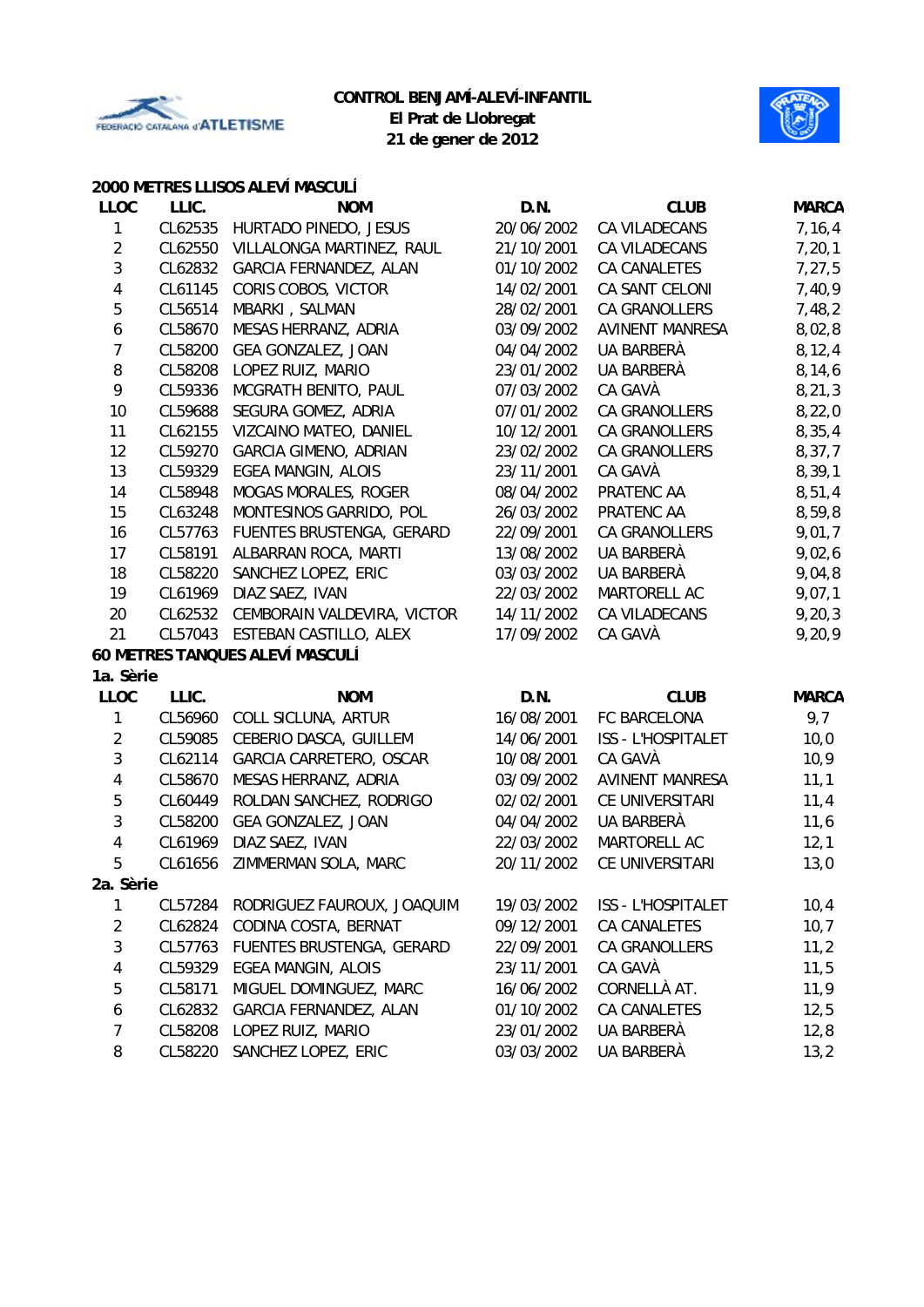**CONTROL BENJAMÍ-ALEVÍ-INFANTIL**
**El Prat de Llobregat**
**21 de gener de 2012**

## 2000 METRES LLISOS ALEVÍ MASCULÍ

| LLOC | LLIC. | NOM | D.N. | CLUB | MARCA |
|---|---|---|---|---|---|
| 1 | CL62535 | HURTADO PINEDO, JESUS | 20/06/2002 | CA VILADECANS | 7,16,4 |
| 2 | CL62550 | VILLALONGA MARTINEZ, RAUL | 21/10/2001 | CA VILADECANS | 7,20,1 |
| 3 | CL62832 | GARCIA FERNANDEZ, ALAN | 01/10/2002 | CA CANALETES | 7,27,5 |
| 4 | CL61145 | CORIS COBOS, VICTOR | 14/02/2001 | CA SANT CELONI | 7,40,9 |
| 5 | CL56514 | MBARKI , SALMAN | 28/02/2001 | CA GRANOLLERS | 7,48,2 |
| 6 | CL58670 | MESAS HERRANZ, ADRIA | 03/09/2002 | AVINENT MANRESA | 8,02,8 |
| 7 | CL58200 | GEA GONZALEZ, JOAN | 04/04/2002 | UA BARBERÀ | 8,12,4 |
| 8 | CL58208 | LOPEZ RUIZ, MARIO | 23/01/2002 | UA BARBERÀ | 8,14,6 |
| 9 | CL59336 | MCGRATH BENITO, PAUL | 07/03/2002 | CA GAVÀ | 8,21,3 |
| 10 | CL59688 | SEGURA GOMEZ, ADRIA | 07/01/2002 | CA GRANOLLERS | 8,22,0 |
| 11 | CL62155 | VIZCAINO MATEO, DANIEL | 10/12/2001 | CA GRANOLLERS | 8,35,4 |
| 12 | CL59270 | GARCIA GIMENO, ADRIAN | 23/02/2002 | CA GRANOLLERS | 8,37,7 |
| 13 | CL59329 | EGEA MANGIN, ALOIS | 23/11/2001 | CA GAVÀ | 8,39,1 |
| 14 | CL58948 | MOGAS MORALES, ROGER | 08/04/2002 | PRATENC AA | 8,51,4 |
| 15 | CL63248 | MONTESINOS GARRIDO, POL | 26/03/2002 | PRATENC AA | 8,59,8 |
| 16 | CL57763 | FUENTES BRUSTENGA, GERARD | 22/09/2001 | CA GRANOLLERS | 9,01,7 |
| 17 | CL58191 | ALBARRAN ROCA, MARTI | 13/08/2002 | UA BARBERÀ | 9,02,6 |
| 18 | CL58220 | SANCHEZ LOPEZ, ERIC | 03/03/2002 | UA BARBERÀ | 9,04,8 |
| 19 | CL61969 | DIAZ SAEZ, IVAN | 22/03/2002 | MARTORELL AC | 9,07,1 |
| 20 | CL62532 | CEMBORAIN VALDEVIRA, VICTOR | 14/11/2002 | CA VILADECANS | 9,20,3 |
| 21 | CL57043 | ESTEBAN CASTILLO, ALEX | 17/09/2002 | CA GAVÀ | 9,20,9 |

## 60 METRES TANQUES ALEVÍ MASCULÍ

**1a. Sèrie**

| LLOC | LLIC. | NOM | D.N. | CLUB | MARCA |
|---|---|---|---|---|---|
| 1 | CL56960 | COLL SICLUNA, ARTUR | 16/08/2001 | FC BARCELONA | 9,7 |
| 2 | CL59085 | CEBERIO DASCA, GUILLEM | 14/06/2001 | ISS - L'HOSPITALET | 10,0 |
| 3 | CL62114 | GARCIA CARRETERO, OSCAR | 10/08/2001 | CA GAVÀ | 10,9 |
| 4 | CL58670 | MESAS HERRANZ, ADRIA | 03/09/2002 | AVINENT MANRESA | 11,1 |
| 5 | CL60449 | ROLDAN SANCHEZ, RODRIGO | 02/02/2001 | CE UNIVERSITARI | 11,4 |
| 3 | CL58200 | GEA GONZALEZ, JOAN | 04/04/2002 | UA BARBERÀ | 11,6 |
| 4 | CL61969 | DIAZ SAEZ, IVAN | 22/03/2002 | MARTORELL AC | 12,1 |
| 5 | CL61656 | ZIMMERMAN SOLA, MARC | 20/11/2002 | CE UNIVERSITARI | 13,0 |

**2a. Sèrie**

| LLOC | LLIC. | NOM | D.N. | CLUB | MARCA |
|---|---|---|---|---|---|
| 1 | CL57284 | RODRIGUEZ FAUROUX, JOAQUIM | 19/03/2002 | ISS - L'HOSPITALET | 10,4 |
| 2 | CL62824 | CODINA COSTA, BERNAT | 09/12/2001 | CA CANALETES | 10,7 |
| 3 | CL57763 | FUENTES BRUSTENGA, GERARD | 22/09/2001 | CA GRANOLLERS | 11,2 |
| 4 | CL59329 | EGEA MANGIN, ALOIS | 23/11/2001 | CA GAVÀ | 11,5 |
| 5 | CL58171 | MIGUEL DOMINGUEZ, MARC | 16/06/2002 | CORNELLÀ AT. | 11,9 |
| 6 | CL62832 | GARCIA FERNANDEZ, ALAN | 01/10/2002 | CA CANALETES | 12,5 |
| 7 | CL58208 | LOPEZ RUIZ, MARIO | 23/01/2002 | UA BARBERÀ | 12,8 |
| 8 | CL58220 | SANCHEZ LOPEZ, ERIC | 03/03/2002 | UA BARBERÀ | 13,2 |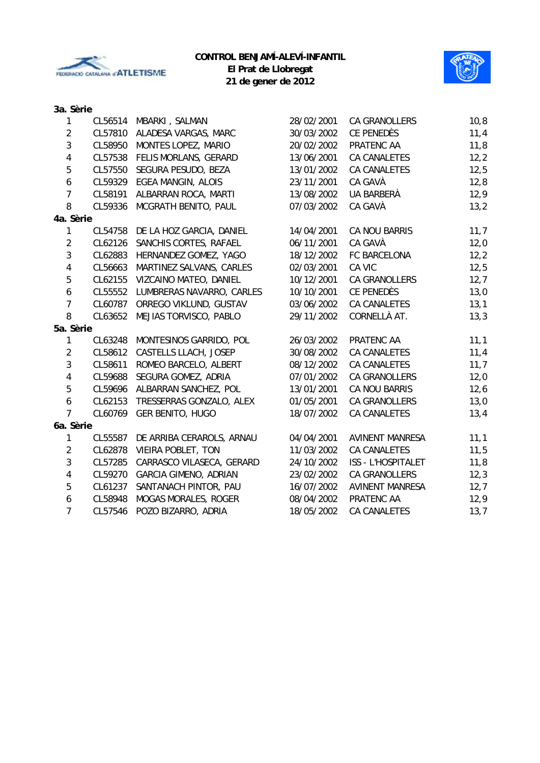**CONTROL BENJAMÍ-ALEVÍ-INFANTIL**
**El Prat de Llobregat**
**21 de gener de 2012**

**3a. Sèrie**

| | | | | | |
|---|---|---|---|---|---|
| 1 | CL56514 | MBARKI , SALMAN | 28/02/2001 | CA GRANOLLERS | 10,8 |
| 2 | CL57810 | ALADESA VARGAS, MARC | 30/03/2002 | CE PENEDÈS | 11,4 |
| 3 | CL58950 | MONTES LOPEZ, MARIO | 20/02/2002 | PRATENC AA | 11,8 |
| 4 | CL57538 | FELIS MORLANS, GERARD | 13/06/2001 | CA CANALETES | 12,2 |
| 5 | CL57550 | SEGURA PESUDO, BEZA | 13/01/2002 | CA CANALETES | 12,5 |
| 6 | CL59329 | EGEA MANGIN, ALOIS | 23/11/2001 | CA GAVÀ | 12,8 |
| 7 | CL58191 | ALBARRAN ROCA, MARTI | 13/08/2002 | UA BARBERÀ | 12,9 |
| 8 | CL59336 | MCGRATH BENITO, PAUL | 07/03/2002 | CA GAVÀ | 13,2 |

**4a. Sèrie**

| | | | | | |
|---|---|---|---|---|---|
| 1 | CL54758 | DE LA HOZ GARCIA, DANIEL | 14/04/2001 | CA NOU BARRIS | 11,7 |
| 2 | CL62126 | SANCHIS CORTES, RAFAEL | 06/11/2001 | CA GAVÀ | 12,0 |
| 3 | CL62883 | HERNANDEZ GOMEZ, YAGO | 18/12/2002 | FC BARCELONA | 12,2 |
| 4 | CL56663 | MARTINEZ SALVANS, CARLES | 02/03/2001 | CA VIC | 12,5 |
| 5 | CL62155 | VIZCAINO MATEO, DANIEL | 10/12/2001 | CA GRANOLLERS | 12,7 |
| 6 | CL55552 | LUMBRERAS NAVARRO, CARLES | 10/10/2001 | CE PENEDÈS | 13,0 |
| 7 | CL60787 | ORREGO VIKLUND, GUSTAV | 03/06/2002 | CA CANALETES | 13,1 |
| 8 | CL63652 | MEJIAS TORVISCO, PABLO | 29/11/2002 | CORNELLÀ AT. | 13,3 |

**5a. Sèrie**

| | | | | | |
|---|---|---|---|---|---|
| 1 | CL63248 | MONTESINOS GARRIDO, POL | 26/03/2002 | PRATENC AA | 11,1 |
| 2 | CL58612 | CASTELLS LLACH, JOSEP | 30/08/2002 | CA CANALETES | 11,4 |
| 3 | CL58611 | ROMEO BARCELO, ALBERT | 08/12/2002 | CA CANALETES | 11,7 |
| 4 | CL59688 | SEGURA GOMEZ, ADRIA | 07/01/2002 | CA GRANOLLERS | 12,0 |
| 5 | CL59696 | ALBARRAN SANCHEZ, POL | 13/01/2001 | CA NOU BARRIS | 12,6 |
| 6 | CL62153 | TRESSERRAS GONZALO, ALEX | 01/05/2001 | CA GRANOLLERS | 13,0 |
| 7 | CL60769 | GER BENITO, HUGO | 18/07/2002 | CA CANALETES | 13,4 |

**6a. Sèrie**

| | | | | | |
|---|---|---|---|---|---|
| 1 | CL55587 | DE ARRIBA CERAROLS, ARNAU | 04/04/2001 | AVINENT MANRESA | 11,1 |
| 2 | CL62878 | VIEIRA POBLET, TON | 11/03/2002 | CA CANALETES | 11,5 |
| 3 | CL57285 | CARRASCO VILASECA, GERARD | 24/10/2002 | ISS - L'HOSPITALET | 11,8 |
| 4 | CL59270 | GARCIA GIMENO, ADRIAN | 23/02/2002 | CA GRANOLLERS | 12,3 |
| 5 | CL61237 | SANTANACH PINTOR, PAU | 16/07/2002 | AVINENT MANRESA | 12,7 |
| 6 | CL58948 | MOGAS MORALES, ROGER | 08/04/2002 | PRATENC AA | 12,9 |
| 7 | CL57546 | POZO BIZARRO, ADRIA | 18/05/2002 | CA CANALETES | 13,7 |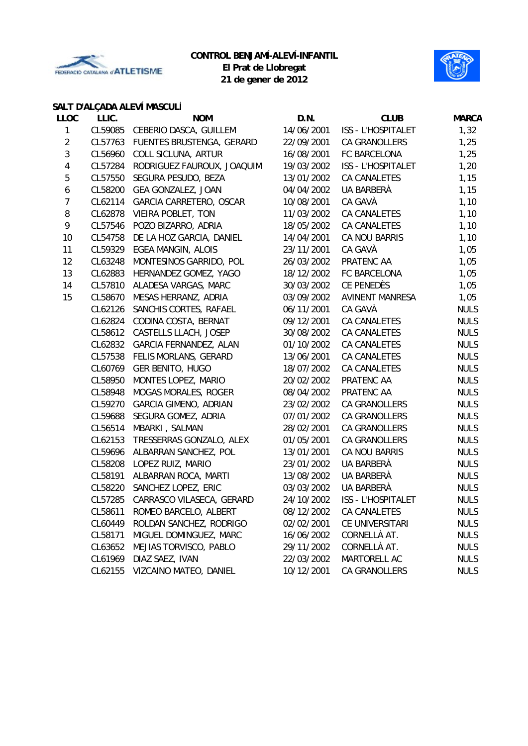**CONTROL BENJAMÍ-ALEVÍ-INFANTIL**
**El Prat de Llobregat**
**21 de gener de 2012**

### SALT D'ALÇADA ALEVÍ MASCULÍ

| LLOC | LLIC. | NOM | D.N. | CLUB | MARCA |
|---|---|---|---|---|---|
| 1 | CL59085 | CEBERIO DASCA, GUILLEM | 14/06/2001 | ISS - L'HOSPITALET | 1,32 |
| 2 | CL57763 | FUENTES BRUSTENGA, GERARD | 22/09/2001 | CA GRANOLLERS | 1,25 |
| 3 | CL56960 | COLL SICLUNA, ARTUR | 16/08/2001 | FC BARCELONA | 1,25 |
| 4 | CL57284 | RODRIGUEZ FAUROUX, JOAQUIM | 19/03/2002 | ISS - L'HOSPITALET | 1,20 |
| 5 | CL57550 | SEGURA PESUDO, BEZA | 13/01/2002 | CA CANALETES | 1,15 |
| 6 | CL58200 | GEA GONZALEZ, JOAN | 04/04/2002 | UA BARBERÀ | 1,15 |
| 7 | CL62114 | GARCIA CARRETERO, OSCAR | 10/08/2001 | CA GAVÀ | 1,10 |
| 8 | CL62878 | VIEIRA POBLET, TON | 11/03/2002 | CA CANALETES | 1,10 |
| 9 | CL57546 | POZO BIZARRO, ADRIA | 18/05/2002 | CA CANALETES | 1,10 |
| 10 | CL54758 | DE LA HOZ GARCIA, DANIEL | 14/04/2001 | CA NOU BARRIS | 1,10 |
| 11 | CL59329 | EGEA MANGIN, ALOIS | 23/11/2001 | CA GAVÀ | 1,05 |
| 12 | CL63248 | MONTESINOS GARRIDO, POL | 26/03/2002 | PRATENC AA | 1,05 |
| 13 | CL62883 | HERNANDEZ GOMEZ, YAGO | 18/12/2002 | FC BARCELONA | 1,05 |
| 14 | CL57810 | ALADESA VARGAS, MARC | 30/03/2002 | CE PENEDÈS | 1,05 |
| 15 | CL58670 | MESAS HERRANZ, ADRIA | 03/09/2002 | AVINENT MANRESA | 1,05 |
| | CL62126 | SANCHIS CORTES, RAFAEL | 06/11/2001 | CA GAVÀ | NULS |
| | CL62824 | CODINA COSTA, BERNAT | 09/12/2001 | CA CANALETES | NULS |
| | CL58612 | CASTELLS LLACH, JOSEP | 30/08/2002 | CA CANALETES | NULS |
| | CL62832 | GARCIA FERNANDEZ, ALAN | 01/10/2002 | CA CANALETES | NULS |
| | CL57538 | FELIS MORLANS, GERARD | 13/06/2001 | CA CANALETES | NULS |
| | CL60769 | GER BENITO, HUGO | 18/07/2002 | CA CANALETES | NULS |
| | CL58950 | MONTES LOPEZ, MARIO | 20/02/2002 | PRATENC AA | NULS |
| | CL58948 | MOGAS MORALES, ROGER | 08/04/2002 | PRATENC AA | NULS |
| | CL59270 | GARCIA GIMENO, ADRIAN | 23/02/2002 | CA GRANOLLERS | NULS |
| | CL59688 | SEGURA GOMEZ, ADRIA | 07/01/2002 | CA GRANOLLERS | NULS |
| | CL56514 | MBARKI , SALMAN | 28/02/2001 | CA GRANOLLERS | NULS |
| | CL62153 | TRESSERRAS GONZALO, ALEX | 01/05/2001 | CA GRANOLLERS | NULS |
| | CL59696 | ALBARRAN SANCHEZ, POL | 13/01/2001 | CA NOU BARRIS | NULS |
| | CL58208 | LOPEZ RUIZ, MARIO | 23/01/2002 | UA BARBERÀ | NULS |
| | CL58191 | ALBARRAN ROCA, MARTI | 13/08/2002 | UA BARBERÀ | NULS |
| | CL58220 | SANCHEZ LOPEZ, ERIC | 03/03/2002 | UA BARBERÀ | NULS |
| | CL57285 | CARRASCO VILASECA, GERARD | 24/10/2002 | ISS - L'HOSPITALET | NULS |
| | CL58611 | ROMEO BARCELO, ALBERT | 08/12/2002 | CA CANALETES | NULS |
| | CL60449 | ROLDAN SANCHEZ, RODRIGO | 02/02/2001 | CE UNIVERSITARI | NULS |
| | CL58171 | MIGUEL DOMINGUEZ, MARC | 16/06/2002 | CORNELLÀ AT. | NULS |
| | CL63652 | MEJIAS TORVISCO, PABLO | 29/11/2002 | CORNELLÀ AT. | NULS |
| | CL61969 | DIAZ SAEZ, IVAN | 22/03/2002 | MARTORELL AC | NULS |
| | CL62155 | VIZCAINO MATEO, DANIEL | 10/12/2001 | CA GRANOLLERS | NULS |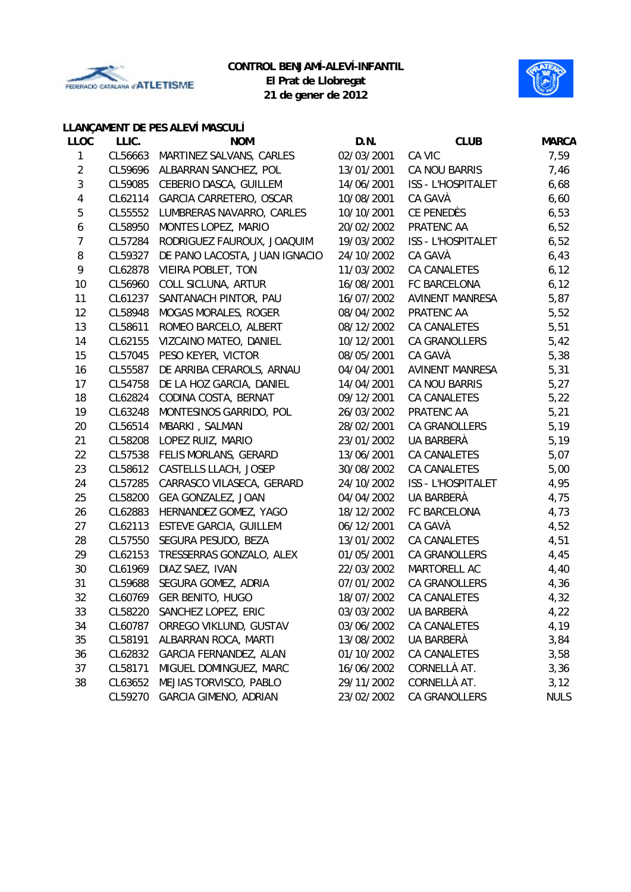**CONTROL BENJAMÍ-ALEVÍ-INFANTIL**
**El Prat de Llobregat**
**21 de gener de 2012**

## LLANÇAMENT DE PES ALEVÍ MASCULÍ

| LLOC | LLIC. | NOM | D.N. | CLUB | MARCA |
|---|---|---|---|---|---|
| 1 | CL56663 | MARTINEZ SALVANS, CARLES | 02/03/2001 | CA VIC | 7,59 |
| 2 | CL59696 | ALBARRAN SANCHEZ, POL | 13/01/2001 | CA NOU BARRIS | 7,46 |
| 3 | CL59085 | CEBERIO DASCA, GUILLEM | 14/06/2001 | ISS - L'HOSPITALET | 6,68 |
| 4 | CL62114 | GARCIA CARRETERO, OSCAR | 10/08/2001 | CA GAVÀ | 6,60 |
| 5 | CL55552 | LUMBRERAS NAVARRO, CARLES | 10/10/2001 | CE PENEDÈS | 6,53 |
| 6 | CL58950 | MONTES LOPEZ, MARIO | 20/02/2002 | PRATENC AA | 6,52 |
| 7 | CL57284 | RODRIGUEZ FAUROUX, JOAQUIM | 19/03/2002 | ISS - L'HOSPITALET | 6,52 |
| 8 | CL59327 | DE PANO LACOSTA, JUAN IGNACIO | 24/10/2002 | CA GAVÀ | 6,43 |
| 9 | CL62878 | VIEIRA POBLET, TON | 11/03/2002 | CA CANALETES | 6,12 |
| 10 | CL56960 | COLL SICLUNA, ARTUR | 16/08/2001 | FC BARCELONA | 6,12 |
| 11 | CL61237 | SANTANACH PINTOR, PAU | 16/07/2002 | AVINENT MANRESA | 5,87 |
| 12 | CL58948 | MOGAS MORALES, ROGER | 08/04/2002 | PRATENC AA | 5,52 |
| 13 | CL58611 | ROMEO BARCELO, ALBERT | 08/12/2002 | CA CANALETES | 5,51 |
| 14 | CL62155 | VIZCAINO MATEO, DANIEL | 10/12/2001 | CA GRANOLLERS | 5,42 |
| 15 | CL57045 | PESO KEYER, VICTOR | 08/05/2001 | CA GAVÀ | 5,38 |
| 16 | CL55587 | DE ARRIBA CERAROLS, ARNAU | 04/04/2001 | AVINENT MANRESA | 5,31 |
| 17 | CL54758 | DE LA HOZ GARCIA, DANIEL | 14/04/2001 | CA NOU BARRIS | 5,27 |
| 18 | CL62824 | CODINA COSTA, BERNAT | 09/12/2001 | CA CANALETES | 5,22 |
| 19 | CL63248 | MONTESINOS GARRIDO, POL | 26/03/2002 | PRATENC AA | 5,21 |
| 20 | CL56514 | MBARKI , SALMAN | 28/02/2001 | CA GRANOLLERS | 5,19 |
| 21 | CL58208 | LOPEZ RUIZ, MARIO | 23/01/2002 | UA BARBERÀ | 5,19 |
| 22 | CL57538 | FELIS MORLANS, GERARD | 13/06/2001 | CA CANALETES | 5,07 |
| 23 | CL58612 | CASTELLS LLACH, JOSEP | 30/08/2002 | CA CANALETES | 5,00 |
| 24 | CL57285 | CARRASCO VILASECA, GERARD | 24/10/2002 | ISS - L'HOSPITALET | 4,95 |
| 25 | CL58200 | GEA GONZALEZ, JOAN | 04/04/2002 | UA BARBERÀ | 4,75 |
| 26 | CL62883 | HERNANDEZ GOMEZ, YAGO | 18/12/2002 | FC BARCELONA | 4,73 |
| 27 | CL62113 | ESTEVE GARCIA, GUILLEM | 06/12/2001 | CA GAVÀ | 4,52 |
| 28 | CL57550 | SEGURA PESUDO, BEZA | 13/01/2002 | CA CANALETES | 4,51 |
| 29 | CL62153 | TRESSERRAS GONZALO, ALEX | 01/05/2001 | CA GRANOLLERS | 4,45 |
| 30 | CL61969 | DIAZ SAEZ, IVAN | 22/03/2002 | MARTORELL AC | 4,40 |
| 31 | CL59688 | SEGURA GOMEZ, ADRIA | 07/01/2002 | CA GRANOLLERS | 4,36 |
| 32 | CL60769 | GER BENITO, HUGO | 18/07/2002 | CA CANALETES | 4,32 |
| 33 | CL58220 | SANCHEZ LOPEZ, ERIC | 03/03/2002 | UA BARBERÀ | 4,22 |
| 34 | CL60787 | ORREGO VIKLUND, GUSTAV | 03/06/2002 | CA CANALETES | 4,19 |
| 35 | CL58191 | ALBARRAN ROCA, MARTI | 13/08/2002 | UA BARBERÀ | 3,84 |
| 36 | CL62832 | GARCIA FERNANDEZ, ALAN | 01/10/2002 | CA CANALETES | 3,58 |
| 37 | CL58171 | MIGUEL DOMINGUEZ, MARC | 16/06/2002 | CORNELLÀ AT. | 3,36 |
| 38 | CL63652 | MEJIAS TORVISCO, PABLO | 29/11/2002 | CORNELLÀ AT. | 3,12 |
| | CL59270 | GARCIA GIMENO, ADRIAN | 23/02/2002 | CA GRANOLLERS | NULS |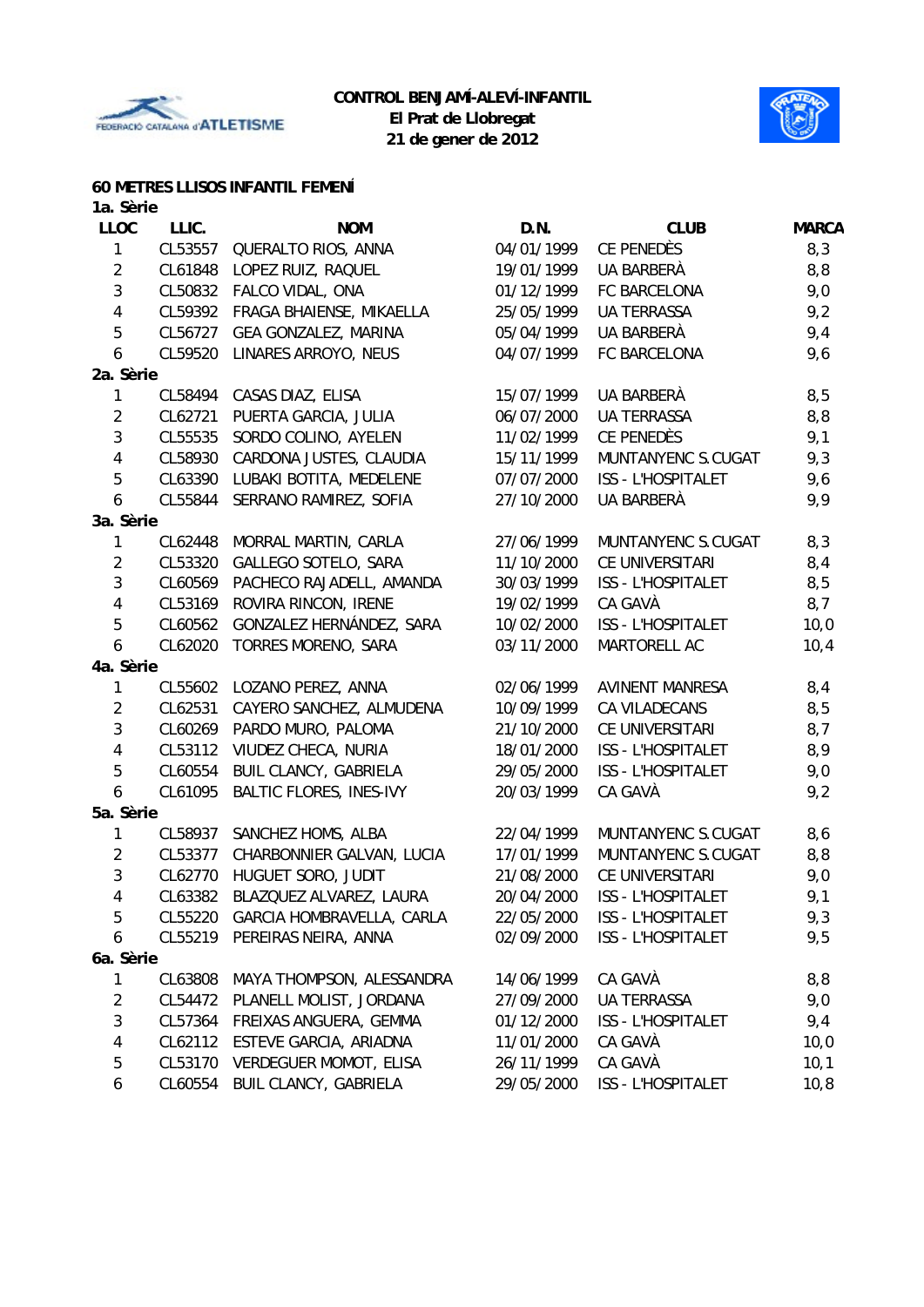**CONTROL BENJAMÍ-ALEVÍ-INFANTIL**
**El Prat de Llobregat**
**21 de gener de 2012**

## 60 METRES LLISOS INFANTIL FEMENÍ

**1a. Sèrie**

| LLOC | LLIC. | NOM | D.N. | CLUB | MARCA |
|---|---|---|---|---|---|
| 1 | CL53557 | QUERALTO RIOS, ANNA | 04/01/1999 | CE PENEDÈS | 8,3 |
| 2 | CL61848 | LOPEZ RUIZ, RAQUEL | 19/01/1999 | UA BARBERÀ | 8,8 |
| 3 | CL50832 | FALCO VIDAL, ONA | 01/12/1999 | FC BARCELONA | 9,0 |
| 4 | CL59392 | FRAGA BHAIENSE, MIKAELLA | 25/05/1999 | UA TERRASSA | 9,2 |
| 5 | CL56727 | GEA GONZALEZ, MARINA | 05/04/1999 | UA BARBERÀ | 9,4 |
| 6 | CL59520 | LINARES ARROYO, NEUS | 04/07/1999 | FC BARCELONA | 9,6 |

**2a. Sèrie**

| LLOC | LLIC. | NOM | D.N. | CLUB | MARCA |
|---|---|---|---|---|---|
| 1 | CL58494 | CASAS DIAZ, ELISA | 15/07/1999 | UA BARBERÀ | 8,5 |
| 2 | CL62721 | PUERTA GARCIA, JULIA | 06/07/2000 | UA TERRASSA | 8,8 |
| 3 | CL55535 | SORDO COLINO, AYELEN | 11/02/1999 | CE PENEDÈS | 9,1 |
| 4 | CL58930 | CARDONA JUSTES, CLAUDIA | 15/11/1999 | MUNTANYENC S.CUGAT | 9,3 |
| 5 | CL63390 | LUBAKI BOTITA, MEDELENE | 07/07/2000 | ISS - L'HOSPITALET | 9,6 |
| 6 | CL55844 | SERRANO RAMIREZ, SOFIA | 27/10/2000 | UA BARBERÀ | 9,9 |

**3a. Sèrie**

| LLOC | LLIC. | NOM | D.N. | CLUB | MARCA |
|---|---|---|---|---|---|
| 1 | CL62448 | MORRAL MARTIN, CARLA | 27/06/1999 | MUNTANYENC S.CUGAT | 8,3 |
| 2 | CL53320 | GALLEGO SOTELO, SARA | 11/10/2000 | CE UNIVERSITARI | 8,4 |
| 3 | CL60569 | PACHECO RAJADELL, AMANDA | 30/03/1999 | ISS - L'HOSPITALET | 8,5 |
| 4 | CL53169 | ROVIRA RINCON, IRENE | 19/02/1999 | CA GAVÀ | 8,7 |
| 5 | CL60562 | GONZALEZ HERNÁNDEZ, SARA | 10/02/2000 | ISS - L'HOSPITALET | 10,0 |
| 6 | CL62020 | TORRES MORENO, SARA | 03/11/2000 | MARTORELL AC | 10,4 |

**4a. Sèrie**

| LLOC | LLIC. | NOM | D.N. | CLUB | MARCA |
|---|---|---|---|---|---|
| 1 | CL55602 | LOZANO PEREZ, ANNA | 02/06/1999 | AVINENT MANRESA | 8,4 |
| 2 | CL62531 | CAYERO SANCHEZ, ALMUDENA | 10/09/1999 | CA VILADECANS | 8,5 |
| 3 | CL60269 | PARDO MURO, PALOMA | 21/10/2000 | CE UNIVERSITARI | 8,7 |
| 4 | CL53112 | VIUDEZ CHECA, NURIA | 18/01/2000 | ISS - L'HOSPITALET | 8,9 |
| 5 | CL60554 | BUIL CLANCY, GABRIELA | 29/05/2000 | ISS - L'HOSPITALET | 9,0 |
| 6 | CL61095 | BALTIC FLORES, INES-IVY | 20/03/1999 | CA GAVÀ | 9,2 |

**5a. Sèrie**

| LLOC | LLIC. | NOM | D.N. | CLUB | MARCA |
|---|---|---|---|---|---|
| 1 | CL58937 | SANCHEZ HOMS, ALBA | 22/04/1999 | MUNTANYENC S.CUGAT | 8,6 |
| 2 | CL53377 | CHARBONNIER GALVAN, LUCIA | 17/01/1999 | MUNTANYENC S.CUGAT | 8,8 |
| 3 | CL62770 | HUGUET SORO, JUDIT | 21/08/2000 | CE UNIVERSITARI | 9,0 |
| 4 | CL63382 | BLAZQUEZ ALVAREZ, LAURA | 20/04/2000 | ISS - L'HOSPITALET | 9,1 |
| 5 | CL55220 | GARCIA HOMBRAVELLA, CARLA | 22/05/2000 | ISS - L'HOSPITALET | 9,3 |
| 6 | CL55219 | PEREIRAS NEIRA, ANNA | 02/09/2000 | ISS - L'HOSPITALET | 9,5 |

**6a. Sèrie**

| LLOC | LLIC. | NOM | D.N. | CLUB | MARCA |
|---|---|---|---|---|---|
| 1 | CL63808 | MAYA THOMPSON, ALESSANDRA | 14/06/1999 | CA GAVÀ | 8,8 |
| 2 | CL54472 | PLANELL MOLIST, JORDANA | 27/09/2000 | UA TERRASSA | 9,0 |
| 3 | CL57364 | FREIXAS ANGUERA, GEMMA | 01/12/2000 | ISS - L'HOSPITALET | 9,4 |
| 4 | CL62112 | ESTEVE GARCIA, ARIADNA | 11/01/2000 | CA GAVÀ | 10,0 |
| 5 | CL53170 | VERDEGUER MOMOT, ELISA | 26/11/1999 | CA GAVÀ | 10,1 |
| 6 | CL60554 | BUIL CLANCY, GABRIELA | 29/05/2000 | ISS - L'HOSPITALET | 10,8 |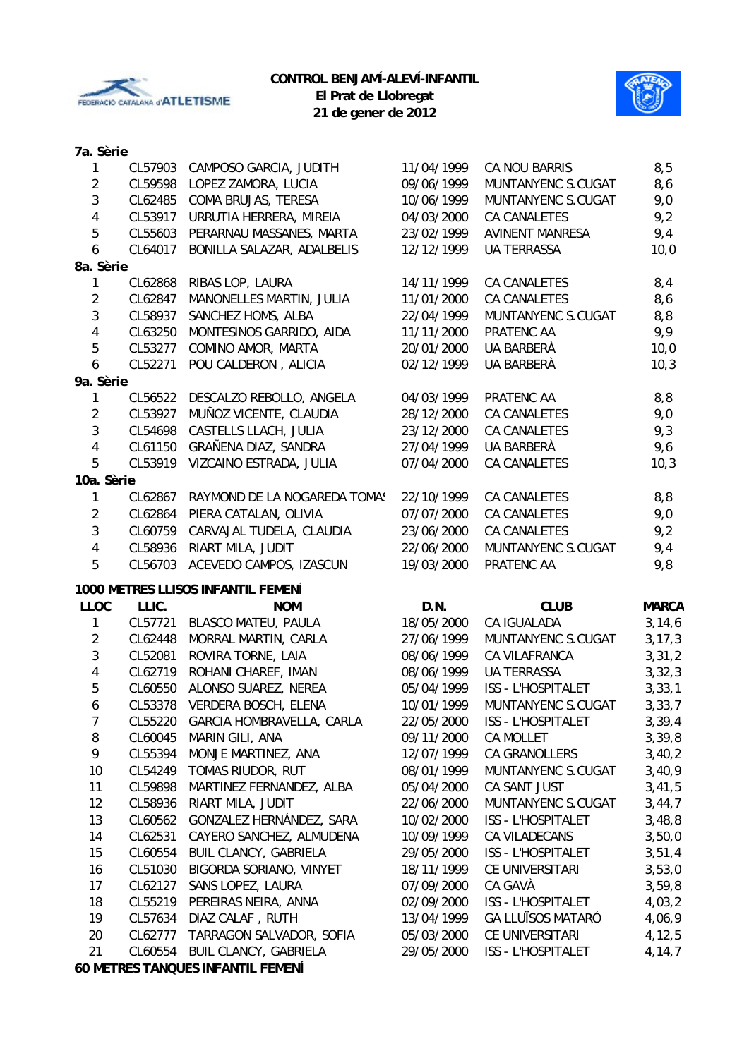**CONTROL BENJAMÍ-ALEVÍ-INFANTIL**
**El Prat de Llobregat**
**21 de gener de 2012**

**7a. Sèrie**

| | | | | | |
|---|---|---|---|---|---|
| 1 | CL57903 | CAMPOSO GARCIA, JUDITH | 11/04/1999 | CA NOU BARRIS | 8,5 |
| 2 | CL59598 | LOPEZ ZAMORA, LUCIA | 09/06/1999 | MUNTANYENC S.CUGAT | 8,6 |
| 3 | CL62485 | COMA BRUJAS, TERESA | 10/06/1999 | MUNTANYENC S.CUGAT | 9,0 |
| 4 | CL53917 | URRUTIA HERRERA, MIREIA | 04/03/2000 | CA CANALETES | 9,2 |
| 5 | CL55603 | PERARNAU MASSANES, MARTA | 23/02/1999 | AVINENT MANRESA | 9,4 |
| 6 | CL64017 | BONILLA SALAZAR, ADALBELIS | 12/12/1999 | UA TERRASSA | 10,0 |

**8a. Sèrie**

| | | | | | |
|---|---|---|---|---|---|
| 1 | CL62868 | RIBAS LOP, LAURA | 14/11/1999 | CA CANALETES | 8,4 |
| 2 | CL62847 | MANONELLES MARTIN, JULIA | 11/01/2000 | CA CANALETES | 8,6 |
| 3 | CL58937 | SANCHEZ HOMS, ALBA | 22/04/1999 | MUNTANYENC S.CUGAT | 8,8 |
| 4 | CL63250 | MONTESINOS GARRIDO, AIDA | 11/11/2000 | PRATENC AA | 9,9 |
| 5 | CL53277 | COMINO AMOR, MARTA | 20/01/2000 | UA BARBERÀ | 10,0 |
| 6 | CL52271 | POU CALDERON , ALICIA | 02/12/1999 | UA BARBERÀ | 10,3 |

**9a. Sèrie**

| | | | | | |
|---|---|---|---|---|---|
| 1 | CL56522 | DESCALZO REBOLLO, ANGELA | 04/03/1999 | PRATENC AA | 8,8 |
| 2 | CL53927 | MUÑOZ VICENTE, CLAUDIA | 28/12/2000 | CA CANALETES | 9,0 |
| 3 | CL54698 | CASTELLS LLACH, JULIA | 23/12/2000 | CA CANALETES | 9,3 |
| 4 | CL61150 | GRAÑENA DIAZ, SANDRA | 27/04/1999 | UA BARBERÀ | 9,6 |
| 5 | CL53919 | VIZCAINO ESTRADA, JULIA | 07/04/2000 | CA CANALETES | 10,3 |

**10a. Sèrie**

| | | | | | |
|---|---|---|---|---|---|
| 1 | CL62867 | RAYMOND DE LA NOGAREDA TOMAS | 22/10/1999 | CA CANALETES | 8,8 |
| 2 | CL62864 | PIERA CATALAN, OLIVIA | 07/07/2000 | CA CANALETES | 9,0 |
| 3 | CL60759 | CARVAJAL TUDELA, CLAUDIA | 23/06/2000 | CA CANALETES | 9,2 |
| 4 | CL58936 | RIART MILA, JUDIT | 22/06/2000 | MUNTANYENC S.CUGAT | 9,4 |
| 5 | CL56703 | ACEVEDO CAMPOS, IZASCUN | 19/03/2000 | PRATENC AA | 9,8 |

**1000 METRES LLISOS INFANTIL FEMENÍ**

| LLOC | LLIC. | NOM | D.N. | CLUB | MARCA |
|---|---|---|---|---|---|
| 1 | CL57721 | BLASCO MATEU, PAULA | 18/05/2000 | CA IGUALADA | 3,14,6 |
| 2 | CL62448 | MORRAL MARTIN, CARLA | 27/06/1999 | MUNTANYENC S.CUGAT | 3,17,3 |
| 3 | CL52081 | ROVIRA TORNE, LAIA | 08/06/1999 | CA VILAFRANCA | 3,31,2 |
| 4 | CL62719 | ROHANI CHAREF, IMAN | 08/06/1999 | UA TERRASSA | 3,32,3 |
| 5 | CL60550 | ALONSO SUAREZ, NEREA | 05/04/1999 | ISS - L'HOSPITALET | 3,33,1 |
| 6 | CL53378 | VERDERA BOSCH, ELENA | 10/01/1999 | MUNTANYENC S.CUGAT | 3,33,7 |
| 7 | CL55220 | GARCIA HOMBRAVELLA, CARLA | 22/05/2000 | ISS - L'HOSPITALET | 3,39,4 |
| 8 | CL60045 | MARIN GILI, ANA | 09/11/2000 | CA MOLLET | 3,39,8 |
| 9 | CL55394 | MONJE MARTINEZ, ANA | 12/07/1999 | CA GRANOLLERS | 3,40,2 |
| 10 | CL54249 | TOMAS RIUDOR, RUT | 08/01/1999 | MUNTANYENC S.CUGAT | 3,40,9 |
| 11 | CL59898 | MARTINEZ FERNANDEZ, ALBA | 05/04/2000 | CA SANT JUST | 3,41,5 |
| 12 | CL58936 | RIART MILA, JUDIT | 22/06/2000 | MUNTANYENC S.CUGAT | 3,44,7 |
| 13 | CL60562 | GONZALEZ HERNÁNDEZ, SARA | 10/02/2000 | ISS - L'HOSPITALET | 3,48,8 |
| 14 | CL62531 | CAYERO SANCHEZ, ALMUDENA | 10/09/1999 | CA VILADECANS | 3,50,0 |
| 15 | CL60554 | BUIL CLANCY, GABRIELA | 29/05/2000 | ISS - L'HOSPITALET | 3,51,4 |
| 16 | CL51030 | BIGORDA SORIANO, VINYET | 18/11/1999 | CE UNIVERSITARI | 3,53,0 |
| 17 | CL62127 | SANS LOPEZ, LAURA | 07/09/2000 | CA GAVÀ | 3,59,8 |
| 18 | CL55219 | PEREIRAS NEIRA, ANNA | 02/09/2000 | ISS - L'HOSPITALET | 4,03,2 |
| 19 | CL57634 | DIAZ CALAF , RUTH | 13/04/1999 | GA LLUÏSOS MATARÓ | 4,06,9 |
| 20 | CL62777 | TARRAGON SALVADOR, SOFIA | 05/03/2000 | CE UNIVERSITARI | 4,12,5 |
| 21 | CL60554 | BUIL CLANCY, GABRIELA | 29/05/2000 | ISS - L'HOSPITALET | 4,14,7 |

**60 METRES TANQUES INFANTIL FEMENÍ**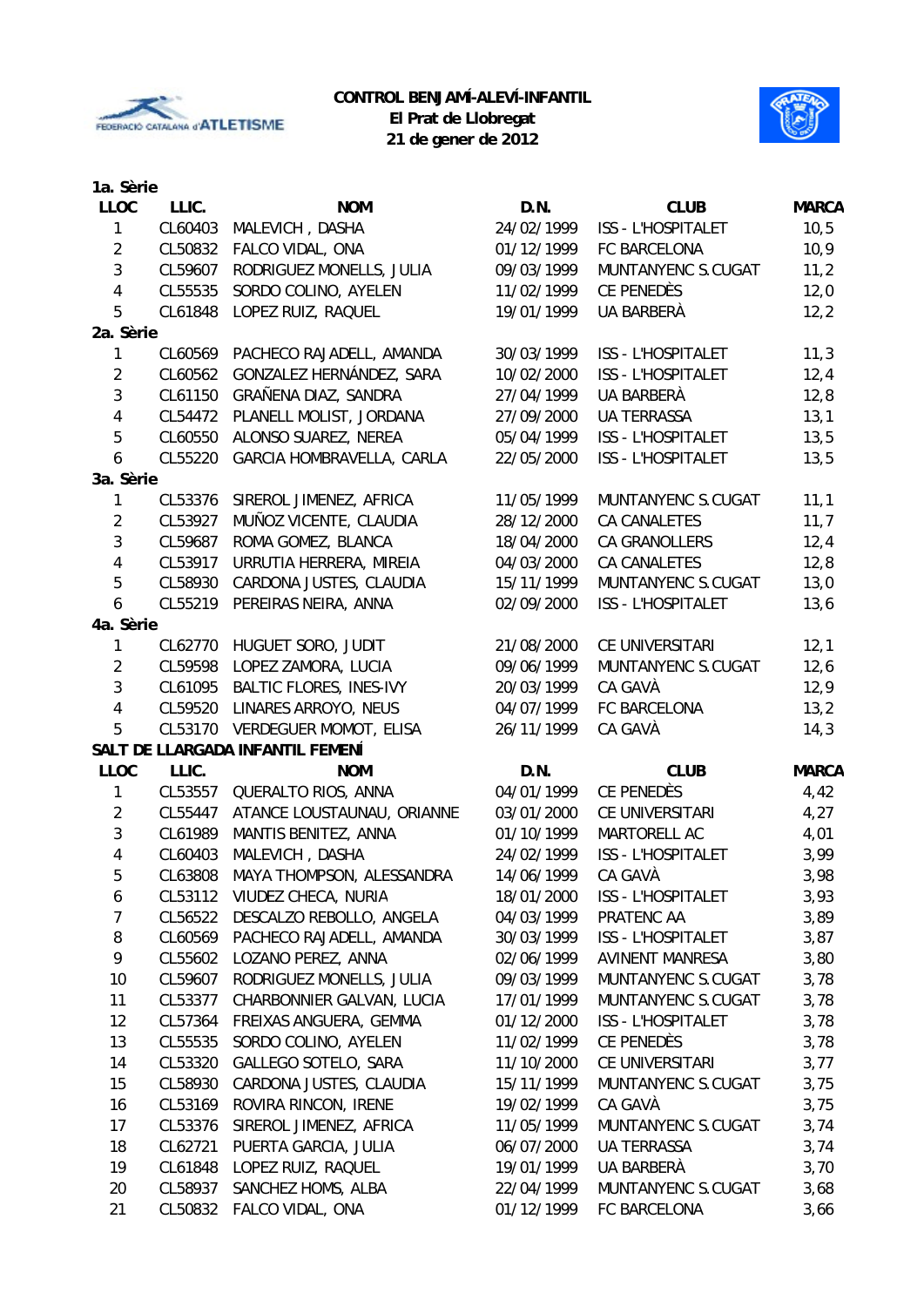**CONTROL BENJAMÍ-ALEVÍ-INFANTIL**
**El Prat de Llobregat**
**21 de gener de 2012**

**1a. Sèrie**

| LLOC | LLIC. | NOM | D.N. | CLUB | MARCA |
|---|---|---|---|---|---|
| 1 | CL60403 | MALEVICH , DASHA | 24/02/1999 | ISS - L'HOSPITALET | 10,5 |
| 2 | CL50832 | FALCO VIDAL, ONA | 01/12/1999 | FC BARCELONA | 10,9 |
| 3 | CL59607 | RODRIGUEZ MONELLS, JULIA | 09/03/1999 | MUNTANYENC S.CUGAT | 11,2 |
| 4 | CL55535 | SORDO COLINO, AYELEN | 11/02/1999 | CE PENEDÈS | 12,0 |
| 5 | CL61848 | LOPEZ RUIZ, RAQUEL | 19/01/1999 | UA BARBERÀ | 12,2 |

**2a. Sèrie**

| LLOC | LLIC. | NOM | D.N. | CLUB | MARCA |
|---|---|---|---|---|---|
| 1 | CL60569 | PACHECO RAJADELL, AMANDA | 30/03/1999 | ISS - L'HOSPITALET | 11,3 |
| 2 | CL60562 | GONZALEZ HERNÁNDEZ, SARA | 10/02/2000 | ISS - L'HOSPITALET | 12,4 |
| 3 | CL61150 | GRAÑENA DIAZ, SANDRA | 27/04/1999 | UA BARBERÀ | 12,8 |
| 4 | CL54472 | PLANELL MOLIST, JORDANA | 27/09/2000 | UA TERRASSA | 13,1 |
| 5 | CL60550 | ALONSO SUAREZ, NEREA | 05/04/1999 | ISS - L'HOSPITALET | 13,5 |
| 6 | CL55220 | GARCIA HOMBRAVELLA, CARLA | 22/05/2000 | ISS - L'HOSPITALET | 13,5 |

**3a. Sèrie**

| LLOC | LLIC. | NOM | D.N. | CLUB | MARCA |
|---|---|---|---|---|---|
| 1 | CL53376 | SIREROL JIMENEZ, AFRICA | 11/05/1999 | MUNTANYENC S.CUGAT | 11,1 |
| 2 | CL53927 | MUÑOZ VICENTE, CLAUDIA | 28/12/2000 | CA CANALETES | 11,7 |
| 3 | CL59687 | ROMA GOMEZ, BLANCA | 18/04/2000 | CA GRANOLLERS | 12,4 |
| 4 | CL53917 | URRUTIA HERRERA, MIREIA | 04/03/2000 | CA CANALETES | 12,8 |
| 5 | CL58930 | CARDONA JUSTES, CLAUDIA | 15/11/1999 | MUNTANYENC S.CUGAT | 13,0 |
| 6 | CL55219 | PEREIRAS NEIRA, ANNA | 02/09/2000 | ISS - L'HOSPITALET | 13,6 |

**4a. Sèrie**

| LLOC | LLIC. | NOM | D.N. | CLUB | MARCA |
|---|---|---|---|---|---|
| 1 | CL62770 | HUGUET SORO, JUDIT | 21/08/2000 | CE UNIVERSITARI | 12,1 |
| 2 | CL59598 | LOPEZ ZAMORA, LUCIA | 09/06/1999 | MUNTANYENC S.CUGAT | 12,6 |
| 3 | CL61095 | BALTIC FLORES, INES-IVY | 20/03/1999 | CA GAVÀ | 12,9 |
| 4 | CL59520 | LINARES ARROYO, NEUS | 04/07/1999 | FC BARCELONA | 13,2 |
| 5 | CL53170 | VERDEGUER MOMOT, ELISA | 26/11/1999 | CA GAVÀ | 14,3 |

**SALT DE LLARGADA INFANTIL FEMENÍ**

| LLOC | LLIC. | NOM | D.N. | CLUB | MARCA |
|---|---|---|---|---|---|
| 1 | CL53557 | QUERALTO RIOS, ANNA | 04/01/1999 | CE PENEDÈS | 4,42 |
| 2 | CL55447 | ATANCE LOUSTAUNAU, ORIANNE | 03/01/2000 | CE UNIVERSITARI | 4,27 |
| 3 | CL61989 | MANTIS BENITEZ, ANNA | 01/10/1999 | MARTORELL AC | 4,01 |
| 4 | CL60403 | MALEVICH , DASHA | 24/02/1999 | ISS - L'HOSPITALET | 3,99 |
| 5 | CL63808 | MAYA THOMPSON, ALESSANDRA | 14/06/1999 | CA GAVÀ | 3,98 |
| 6 | CL53112 | VIUDEZ CHECA, NURIA | 18/01/2000 | ISS - L'HOSPITALET | 3,93 |
| 7 | CL56522 | DESCALZO REBOLLO, ANGELA | 04/03/1999 | PRATENC AA | 3,89 |
| 8 | CL60569 | PACHECO RAJADELL, AMANDA | 30/03/1999 | ISS - L'HOSPITALET | 3,87 |
| 9 | CL55602 | LOZANO PEREZ, ANNA | 02/06/1999 | AVINENT MANRESA | 3,80 |
| 10 | CL59607 | RODRIGUEZ MONELLS, JULIA | 09/03/1999 | MUNTANYENC S.CUGAT | 3,78 |
| 11 | CL53377 | CHARBONNIER GALVAN, LUCIA | 17/01/1999 | MUNTANYENC S.CUGAT | 3,78 |
| 12 | CL57364 | FREIXAS ANGUERA, GEMMA | 01/12/2000 | ISS - L'HOSPITALET | 3,78 |
| 13 | CL55535 | SORDO COLINO, AYELEN | 11/02/1999 | CE PENEDÈS | 3,78 |
| 14 | CL53320 | GALLEGO SOTELO, SARA | 11/10/2000 | CE UNIVERSITARI | 3,77 |
| 15 | CL58930 | CARDONA JUSTES, CLAUDIA | 15/11/1999 | MUNTANYENC S.CUGAT | 3,75 |
| 16 | CL53169 | ROVIRA RINCON, IRENE | 19/02/1999 | CA GAVÀ | 3,75 |
| 17 | CL53376 | SIREROL JIMENEZ, AFRICA | 11/05/1999 | MUNTANYENC S.CUGAT | 3,74 |
| 18 | CL62721 | PUERTA GARCIA, JULIA | 06/07/2000 | UA TERRASSA | 3,74 |
| 19 | CL61848 | LOPEZ RUIZ, RAQUEL | 19/01/1999 | UA BARBERÀ | 3,70 |
| 20 | CL58937 | SANCHEZ HOMS, ALBA | 22/04/1999 | MUNTANYENC S.CUGAT | 3,68 |
| 21 | CL50832 | FALCO VIDAL, ONA | 01/12/1999 | FC BARCELONA | 3,66 |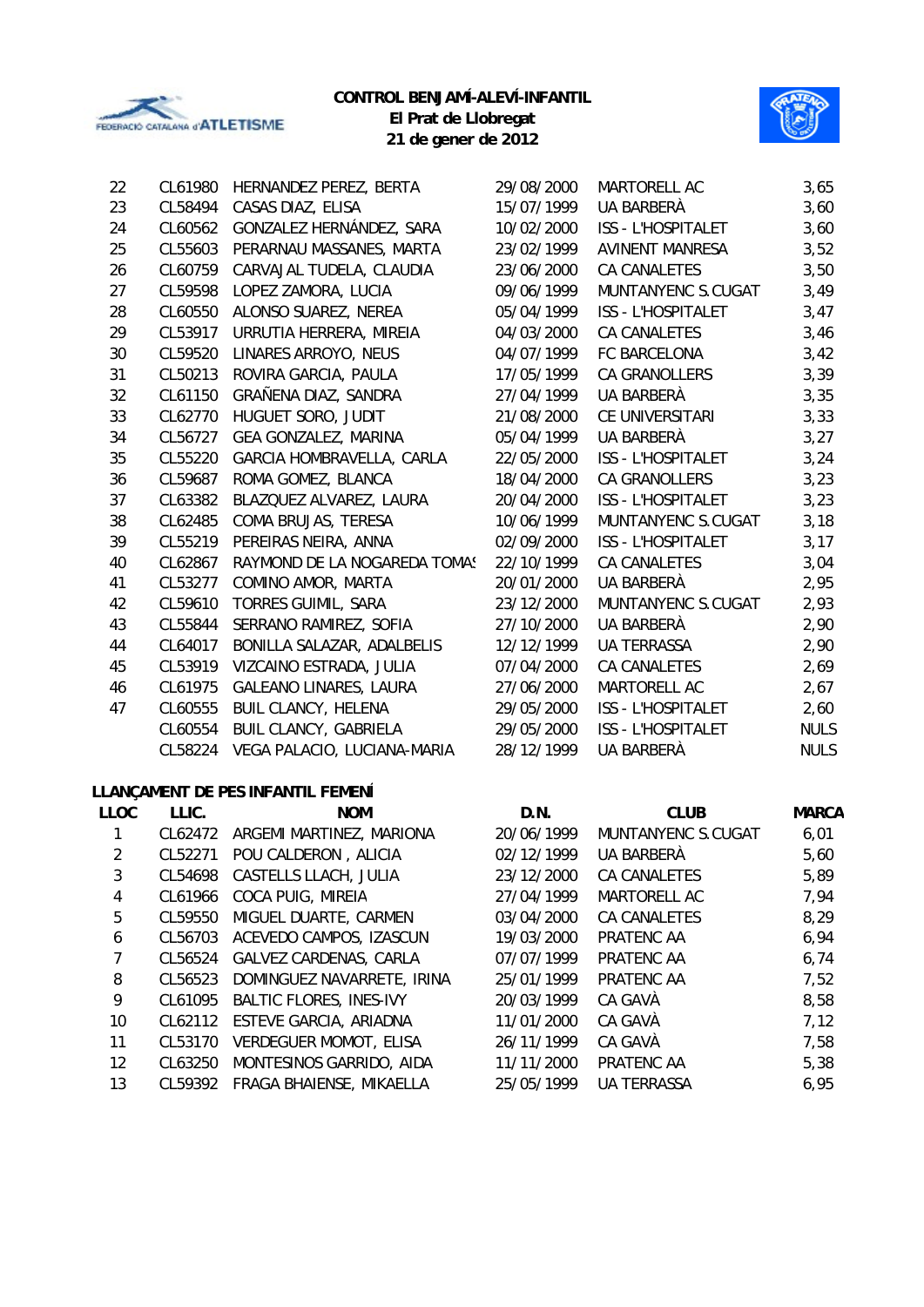**CONTROL BENJAMÍ-ALEVÍ-INFANTIL**
**El Prat de Llobregat**
**21 de gener de 2012**

| | | | | | |
|---|---|---|---|---|---|
| 22 | CL61980 | HERNANDEZ PEREZ, BERTA | 29/08/2000 | MARTORELL AC | 3,65 |
| 23 | CL58494 | CASAS DIAZ, ELISA | 15/07/1999 | UA BARBERÀ | 3,60 |
| 24 | CL60562 | GONZALEZ HERNÁNDEZ, SARA | 10/02/2000 | ISS - L'HOSPITALET | 3,60 |
| 25 | CL55603 | PERARNAU MASSANES, MARTA | 23/02/1999 | AVINENT MANRESA | 3,52 |
| 26 | CL60759 | CARVAJAL TUDELA, CLAUDIA | 23/06/2000 | CA CANALETES | 3,50 |
| 27 | CL59598 | LOPEZ ZAMORA, LUCIA | 09/06/1999 | MUNTANYENC S.CUGAT | 3,49 |
| 28 | CL60550 | ALONSO SUAREZ, NEREA | 05/04/1999 | ISS - L'HOSPITALET | 3,47 |
| 29 | CL53917 | URRUTIA HERRERA, MIREIA | 04/03/2000 | CA CANALETES | 3,46 |
| 30 | CL59520 | LINARES ARROYO, NEUS | 04/07/1999 | FC BARCELONA | 3,42 |
| 31 | CL50213 | ROVIRA GARCIA, PAULA | 17/05/1999 | CA GRANOLLERS | 3,39 |
| 32 | CL61150 | GRAÑENA DIAZ, SANDRA | 27/04/1999 | UA BARBERÀ | 3,35 |
| 33 | CL62770 | HUGUET SORO, JUDIT | 21/08/2000 | CE UNIVERSITARI | 3,33 |
| 34 | CL56727 | GEA GONZALEZ, MARINA | 05/04/1999 | UA BARBERÀ | 3,27 |
| 35 | CL55220 | GARCIA HOMBRAVELLA, CARLA | 22/05/2000 | ISS - L'HOSPITALET | 3,24 |
| 36 | CL59687 | ROMA GOMEZ, BLANCA | 18/04/2000 | CA GRANOLLERS | 3,23 |
| 37 | CL63382 | BLAZQUEZ ALVAREZ, LAURA | 20/04/2000 | ISS - L'HOSPITALET | 3,23 |
| 38 | CL62485 | COMA BRUJAS, TERESA | 10/06/1999 | MUNTANYENC S.CUGAT | 3,18 |
| 39 | CL55219 | PEREIRAS NEIRA, ANNA | 02/09/2000 | ISS - L'HOSPITALET | 3,17 |
| 40 | CL62867 | RAYMOND DE LA NOGAREDA TOMAS | 22/10/1999 | CA CANALETES | 3,04 |
| 41 | CL53277 | COMINO AMOR, MARTA | 20/01/2000 | UA BARBERÀ | 2,95 |
| 42 | CL59610 | TORRES GUIMIL, SARA | 23/12/2000 | MUNTANYENC S.CUGAT | 2,93 |
| 43 | CL55844 | SERRANO RAMIREZ, SOFIA | 27/10/2000 | UA BARBERÀ | 2,90 |
| 44 | CL64017 | BONILLA SALAZAR, ADALBELIS | 12/12/1999 | UA TERRASSA | 2,90 |
| 45 | CL53919 | VIZCAINO ESTRADA, JULIA | 07/04/2000 | CA CANALETES | 2,69 |
| 46 | CL61975 | GALEANO LINARES, LAURA | 27/06/2000 | MARTORELL AC | 2,67 |
| 47 | CL60555 | BUIL CLANCY, HELENA | 29/05/2000 | ISS - L'HOSPITALET | 2,60 |
| | CL60554 | BUIL CLANCY, GABRIELA | 29/05/2000 | ISS - L'HOSPITALET | NULS |
| | CL58224 | VEGA PALACIO, LUCIANA-MARIA | 28/12/1999 | UA BARBERÀ | NULS |

**LLANÇAMENT DE PES INFANTIL FEMENÍ**

| LLOC | LLIC. | NOM | D.N. | CLUB | MARCA |
|---|---|---|---|---|---|
| 1 | CL62472 | ARGEMI MARTINEZ, MARIONA | 20/06/1999 | MUNTANYENC S.CUGAT | 6,01 |
| 2 | CL52271 | POU CALDERON , ALICIA | 02/12/1999 | UA BARBERÀ | 5,60 |
| 3 | CL54698 | CASTELLS LLACH, JULIA | 23/12/2000 | CA CANALETES | 5,89 |
| 4 | CL61966 | COCA PUIG, MIREIA | 27/04/1999 | MARTORELL AC | 7,94 |
| 5 | CL59550 | MIGUEL DUARTE, CARMEN | 03/04/2000 | CA CANALETES | 8,29 |
| 6 | CL56703 | ACEVEDO CAMPOS, IZASCUN | 19/03/2000 | PRATENC AA | 6,94 |
| 7 | CL56524 | GALVEZ CARDENAS, CARLA | 07/07/1999 | PRATENC AA | 6,74 |
| 8 | CL56523 | DOMINGUEZ NAVARRETE, IRINA | 25/01/1999 | PRATENC AA | 7,52 |
| 9 | CL61095 | BALTIC FLORES, INES-IVY | 20/03/1999 | CA GAVÀ | 8,58 |
| 10 | CL62112 | ESTEVE GARCIA, ARIADNA | 11/01/2000 | CA GAVÀ | 7,12 |
| 11 | CL53170 | VERDEGUER MOMOT, ELISA | 26/11/1999 | CA GAVÀ | 7,58 |
| 12 | CL63250 | MONTESINOS GARRIDO, AIDA | 11/11/2000 | PRATENC AA | 5,38 |
| 13 | CL59392 | FRAGA BHAIENSE, MIKAELLA | 25/05/1999 | UA TERRASSA | 6,95 |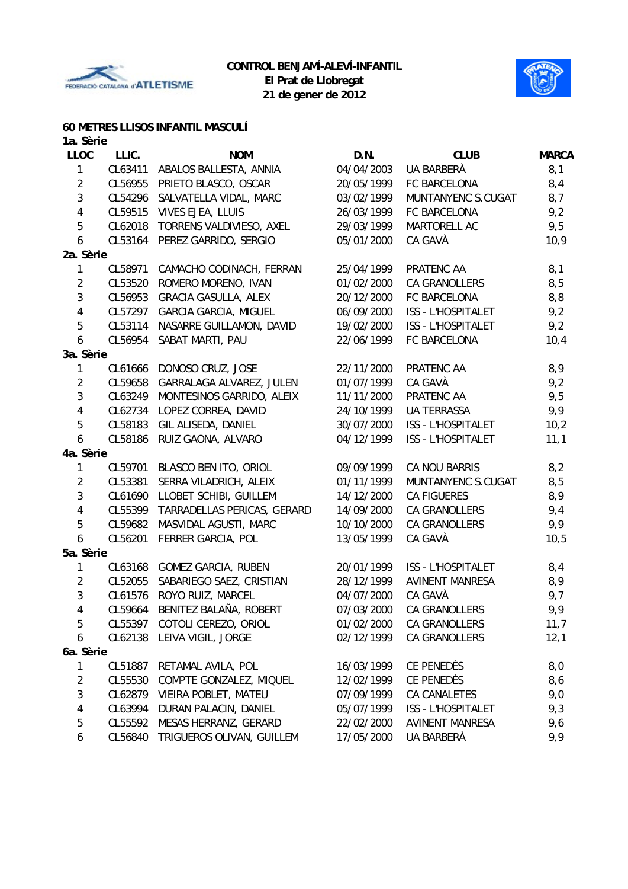**CONTROL BENJAMÍ-ALEVÍ-INFANTIL**
**El Prat de Llobregat**
**21 de gener de 2012**

## 60 METRES LLISOS INFANTIL MASCULÍ

| LLOC | LLIC. | NOM | D.N. | CLUB | MARCA |
|---|---|---|---|---|---|
| **1a. Sèrie** | | | | | |
| 1 | CL63411 | ABALOS BALLESTA, ANNIA | 04/04/2003 | UA BARBERÀ | 8,1 |
| 2 | CL56955 | PRIETO BLASCO, OSCAR | 20/05/1999 | FC BARCELONA | 8,4 |
| 3 | CL54296 | SALVATELLA VIDAL, MARC | 03/02/1999 | MUNTANYENC S.CUGAT | 8,7 |
| 4 | CL59515 | VIVES EJEA, LLUIS | 26/03/1999 | FC BARCELONA | 9,2 |
| 5 | CL62018 | TORRENS VALDIVIESO, AXEL | 29/03/1999 | MARTORELL AC | 9,5 |
| 6 | CL53164 | PEREZ GARRIDO, SERGIO | 05/01/2000 | CA GAVÀ | 10,9 |
| **2a. Sèrie** | | | | | |
| 1 | CL58971 | CAMACHO CODINACH, FERRAN | 25/04/1999 | PRATENC AA | 8,1 |
| 2 | CL53520 | ROMERO MORENO, IVAN | 01/02/2000 | CA GRANOLLERS | 8,5 |
| 3 | CL56953 | GRACIA GASULLA, ALEX | 20/12/2000 | FC BARCELONA | 8,8 |
| 4 | CL57297 | GARCIA GARCIA, MIGUEL | 06/09/2000 | ISS - L'HOSPITALET | 9,2 |
| 5 | CL53114 | NASARRE GUILLAMON, DAVID | 19/02/2000 | ISS - L'HOSPITALET | 9,2 |
| 6 | CL56954 | SABAT MARTI, PAU | 22/06/1999 | FC BARCELONA | 10,4 |
| **3a. Sèrie** | | | | | |
| 1 | CL61666 | DONOSO CRUZ, JOSE | 22/11/2000 | PRATENC AA | 8,9 |
| 2 | CL59658 | GARRALAGA ALVAREZ, JULEN | 01/07/1999 | CA GAVÀ | 9,2 |
| 3 | CL63249 | MONTESINOS GARRIDO, ALEIX | 11/11/2000 | PRATENC AA | 9,5 |
| 4 | CL62734 | LOPEZ CORREA, DAVID | 24/10/1999 | UA TERRASSA | 9,9 |
| 5 | CL58183 | GIL ALISEDA, DANIEL | 30/07/2000 | ISS - L'HOSPITALET | 10,2 |
| 6 | CL58186 | RUIZ GAONA, ALVARO | 04/12/1999 | ISS - L'HOSPITALET | 11,1 |
| **4a. Sèrie** | | | | | |
| 1 | CL59701 | BLASCO BEN ITO, ORIOL | 09/09/1999 | CA NOU BARRIS | 8,2 |
| 2 | CL53381 | SERRA VILADRICH, ALEIX | 01/11/1999 | MUNTANYENC S.CUGAT | 8,5 |
| 3 | CL61690 | LLOBET SCHIBI, GUILLEM | 14/12/2000 | CA FIGUERES | 8,9 |
| 4 | CL55399 | TARRADELLAS PERICAS, GERARD | 14/09/2000 | CA GRANOLLERS | 9,4 |
| 5 | CL59682 | MASVIDAL AGUSTI, MARC | 10/10/2000 | CA GRANOLLERS | 9,9 |
| 6 | CL56201 | FERRER GARCIA, POL | 13/05/1999 | CA GAVÀ | 10,5 |
| **5a. Sèrie** | | | | | |
| 1 | CL63168 | GOMEZ GARCIA, RUBEN | 20/01/1999 | ISS - L'HOSPITALET | 8,4 |
| 2 | CL52055 | SABARIEGO SAEZ, CRISTIAN | 28/12/1999 | AVINENT MANRESA | 8,9 |
| 3 | CL61576 | ROYO RUIZ, MARCEL | 04/07/2000 | CA GAVÀ | 9,7 |
| 4 | CL59664 | BENITEZ BALAÑA, ROBERT | 07/03/2000 | CA GRANOLLERS | 9,9 |
| 5 | CL55397 | COTOLI CEREZO, ORIOL | 01/02/2000 | CA GRANOLLERS | 11,7 |
| 6 | CL62138 | LEIVA VIGIL, JORGE | 02/12/1999 | CA GRANOLLERS | 12,1 |
| **6a. Sèrie** | | | | | |
| 1 | CL51887 | RETAMAL AVILA, POL | 16/03/1999 | CE PENEDÈS | 8,0 |
| 2 | CL55530 | COMPTE GONZALEZ, MIQUEL | 12/02/1999 | CE PENEDÈS | 8,6 |
| 3 | CL62879 | VIEIRA POBLET, MATEU | 07/09/1999 | CA CANALETES | 9,0 |
| 4 | CL63994 | DURAN PALACIN, DANIEL | 05/07/1999 | ISS - L'HOSPITALET | 9,3 |
| 5 | CL55592 | MESAS HERRANZ, GERARD | 22/02/2000 | AVINENT MANRESA | 9,6 |
| 6 | CL56840 | TRIGUEROS OLIVAN, GUILLEM | 17/05/2000 | UA BARBERÀ | 9,9 |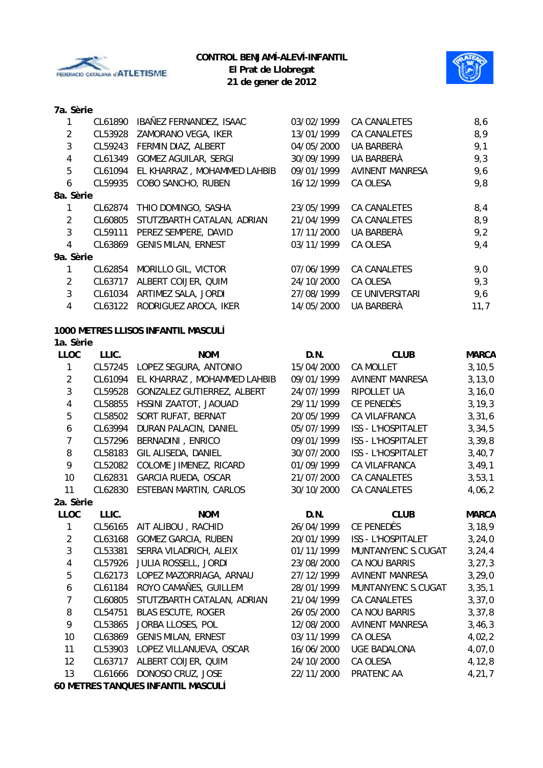**CONTROL BENJAMÍ-ALEVÍ-INFANTIL**
**El Prat de Llobregat**
**21 de gener de 2012**

**7a. Sèrie**

| | | | | | |
|---|---|---|---|---|---|
| 1 | CL61890 | IBAÑEZ FERNANDEZ, ISAAC | 03/02/1999 | CA CANALETES | 8,6 |
| 2 | CL53928 | ZAMORANO VEGA, IKER | 13/01/1999 | CA CANALETES | 8,9 |
| 3 | CL59243 | FERMIN DIAZ, ALBERT | 04/05/2000 | UA BARBERÀ | 9,1 |
| 4 | CL61349 | GOMEZ AGUILAR, SERGI | 30/09/1999 | UA BARBERÀ | 9,3 |
| 5 | CL61094 | EL KHARRAZ , MOHAMMED LAHBIB | 09/01/1999 | AVINENT MANRESA | 9,6 |
| 6 | CL59935 | COBO SANCHO, RUBEN | 16/12/1999 | CA OLESA | 9,8 |

**8a. Sèrie**

| | | | | | |
|---|---|---|---|---|---|
| 1 | CL62874 | THIO DOMINGO, SASHA | 23/05/1999 | CA CANALETES | 8,4 |
| 2 | CL60805 | STUTZBARTH CATALAN, ADRIAN | 21/04/1999 | CA CANALETES | 8,9 |
| 3 | CL59111 | PEREZ SEMPERE, DAVID | 17/11/2000 | UA BARBERÀ | 9,2 |
| 4 | CL63869 | GENIS MILAN, ERNEST | 03/11/1999 | CA OLESA | 9,4 |

**9a. Sèrie**

| | | | | | |
|---|---|---|---|---|---|
| 1 | CL62854 | MORILLO GIL, VICTOR | 07/06/1999 | CA CANALETES | 9,0 |
| 2 | CL63717 | ALBERT COIJER, QUIM | 24/10/2000 | CA OLESA | 9,3 |
| 3 | CL61034 | ARTIMEZ SALA, JORDI | 27/08/1999 | CE UNIVERSITARI | 9,6 |
| 4 | CL63122 | RODRIGUEZ AROCA, IKER | 14/05/2000 | UA BARBERÀ | 11,7 |

**1000 METRES LLISOS INFANTIL MASCULÍ**

**1a. Sèrie**

| LLOC | LLIC. | NOM | D.N. | CLUB | MARCA |
|---|---|---|---|---|---|
| 1 | CL57245 | LOPEZ SEGURA, ANTONIO | 15/04/2000 | CA MOLLET | 3,10,5 |
| 2 | CL61094 | EL KHARRAZ , MOHAMMED LAHBIB | 09/01/1999 | AVINENT MANRESA | 3,13,0 |
| 3 | CL59528 | GONZALEZ GUTIERREZ, ALBERT | 24/07/1999 | RIPOLLET UA | 3,16,0 |
| 4 | CL58855 | HSSINI ZAATOT, JAOUAD | 29/11/1999 | CE PENEDÈS | 3,19,3 |
| 5 | CL58502 | SORT RUFAT, BERNAT | 20/05/1999 | CA VILAFRANCA | 3,31,6 |
| 6 | CL63994 | DURAN PALACIN, DANIEL | 05/07/1999 | ISS - L'HOSPITALET | 3,34,5 |
| 7 | CL57296 | BERNADINI , ENRICO | 09/01/1999 | ISS - L'HOSPITALET | 3,39,8 |
| 8 | CL58183 | GIL ALISEDA, DANIEL | 30/07/2000 | ISS - L'HOSPITALET | 3,40,7 |
| 9 | CL52082 | COLOME JIMENEZ, RICARD | 01/09/1999 | CA VILAFRANCA | 3,49,1 |
| 10 | CL62831 | GARCIA RUEDA, OSCAR | 21/07/2000 | CA CANALETES | 3,53,1 |
| 11 | CL62830 | ESTEBAN MARTIN, CARLOS | 30/10/2000 | CA CANALETES | 4,06,2 |

**2a. Sèrie**

| LLOC | LLIC. | NOM | D.N. | CLUB | MARCA |
|---|---|---|---|---|---|
| 1 | CL56165 | AIT ALIBOU , RACHID | 26/04/1999 | CE PENEDÈS | 3,18,9 |
| 2 | CL63168 | GOMEZ GARCIA, RUBEN | 20/01/1999 | ISS - L'HOSPITALET | 3,24,0 |
| 3 | CL53381 | SERRA VILADRICH, ALEIX | 01/11/1999 | MUNTANYENC S.CUGAT | 3,24,4 |
| 4 | CL57926 | JULIA ROSSELL, JORDI | 23/08/2000 | CA NOU BARRIS | 3,27,3 |
| 5 | CL62173 | LOPEZ MAZORRIAGA, ARNAU | 27/12/1999 | AVINENT MANRESA | 3,29,0 |
| 6 | CL61184 | ROYO CAMAÑES, GUILLEM | 28/01/1999 | MUNTANYENC S.CUGAT | 3,35,1 |
| 7 | CL60805 | STUTZBARTH CATALAN, ADRIAN | 21/04/1999 | CA CANALETES | 3,37,0 |
| 8 | CL54751 | BLAS ESCUTE, ROGER | 26/05/2000 | CA NOU BARRIS | 3,37,8 |
| 9 | CL53865 | JORBA LLOSES, POL | 12/08/2000 | AVINENT MANRESA | 3,46,3 |
| 10 | CL63869 | GENIS MILAN, ERNEST | 03/11/1999 | CA OLESA | 4,02,2 |
| 11 | CL53903 | LOPEZ VILLANUEVA, OSCAR | 16/06/2000 | UGE BADALONA | 4,07,0 |
| 12 | CL63717 | ALBERT COIJER, QUIM | 24/10/2000 | CA OLESA | 4,12,8 |
| 13 | CL61666 | DONOSO CRUZ, JOSE | 22/11/2000 | PRATENC AA | 4,21,7 |

**60 METRES TANQUES INFANTIL MASCULÍ**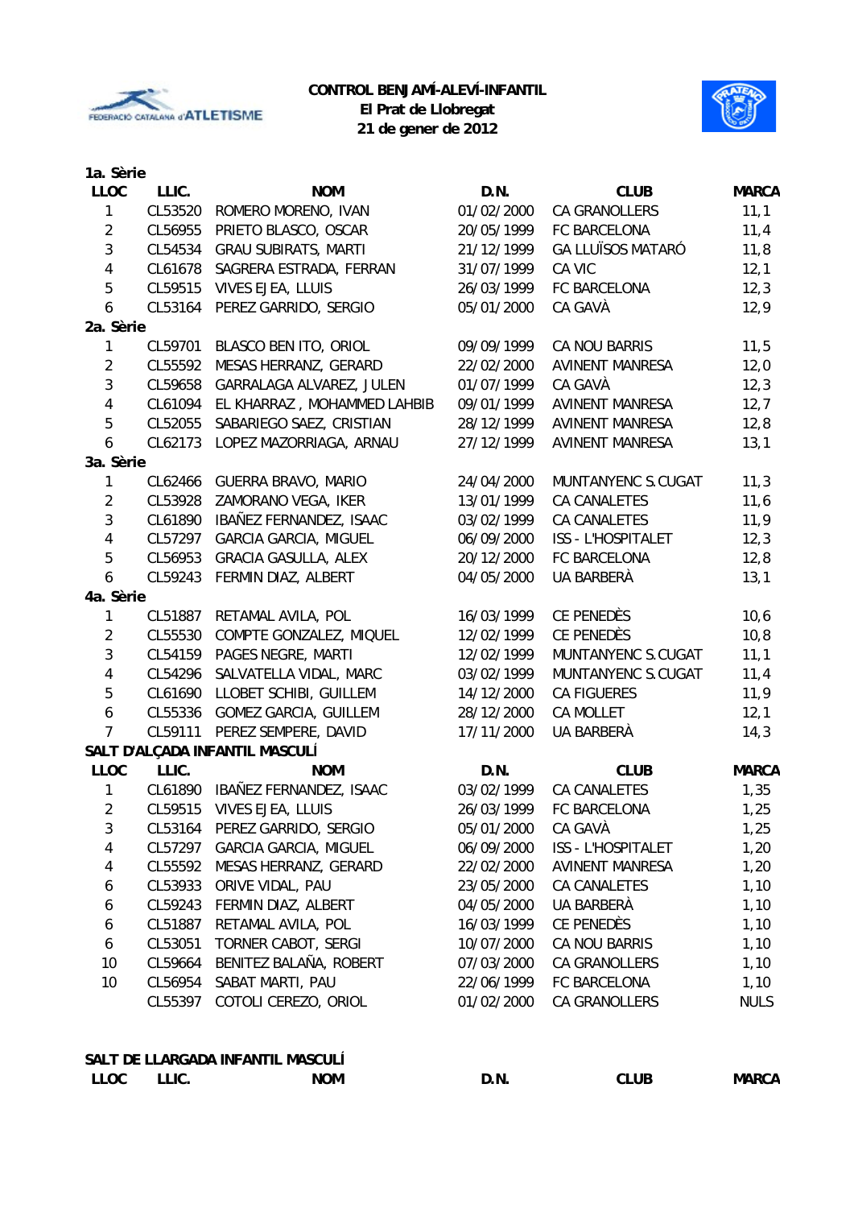**CONTROL BENJAMÍ-ALEVÍ-INFANTIL**
**El Prat de Llobregat**
**21 de gener de 2012**

**1a. Sèrie**

| LLOC | LLIC. | NOM | D.N. | CLUB | MARCA |
|---|---|---|---|---|---|
| 1 | CL53520 | ROMERO MORENO, IVAN | 01/02/2000 | CA GRANOLLERS | 11,1 |
| 2 | CL56955 | PRIETO BLASCO, OSCAR | 20/05/1999 | FC BARCELONA | 11,4 |
| 3 | CL54534 | GRAU SUBIRATS, MARTI | 21/12/1999 | GA LLUÏSOS MATARÓ | 11,8 |
| 4 | CL61678 | SAGRERA ESTRADA, FERRAN | 31/07/1999 | CA VIC | 12,1 |
| 5 | CL59515 | VIVES EJEA, LLUIS | 26/03/1999 | FC BARCELONA | 12,3 |
| 6 | CL53164 | PEREZ GARRIDO, SERGIO | 05/01/2000 | CA GAVÀ | 12,9 |

**2a. Sèrie**

| LLOC | LLIC. | NOM | D.N. | CLUB | MARCA |
|---|---|---|---|---|---|
| 1 | CL59701 | BLASCO BEN ITO, ORIOL | 09/09/1999 | CA NOU BARRIS | 11,5 |
| 2 | CL55592 | MESAS HERRANZ, GERARD | 22/02/2000 | AVINENT MANRESA | 12,0 |
| 3 | CL59658 | GARRALAGA ALVAREZ, JULEN | 01/07/1999 | CA GAVÀ | 12,3 |
| 4 | CL61094 | EL KHARRAZ , MOHAMMED LAHBIB | 09/01/1999 | AVINENT MANRESA | 12,7 |
| 5 | CL52055 | SABARIEGO SAEZ, CRISTIAN | 28/12/1999 | AVINENT MANRESA | 12,8 |
| 6 | CL62173 | LOPEZ MAZORRIAGA, ARNAU | 27/12/1999 | AVINENT MANRESA | 13,1 |

**3a. Sèrie**

| LLOC | LLIC. | NOM | D.N. | CLUB | MARCA |
|---|---|---|---|---|---|
| 1 | CL62466 | GUERRA BRAVO, MARIO | 24/04/2000 | MUNTANYENC S.CUGAT | 11,3 |
| 2 | CL53928 | ZAMORANO VEGA, IKER | 13/01/1999 | CA CANALETES | 11,6 |
| 3 | CL61890 | IBAÑEZ FERNANDEZ, ISAAC | 03/02/1999 | CA CANALETES | 11,9 |
| 4 | CL57297 | GARCIA GARCIA, MIGUEL | 06/09/2000 | ISS - L'HOSPITALET | 12,3 |
| 5 | CL56953 | GRACIA GASULLA, ALEX | 20/12/2000 | FC BARCELONA | 12,8 |
| 6 | CL59243 | FERMIN DIAZ, ALBERT | 04/05/2000 | UA BARBERÀ | 13,1 |

**4a. Sèrie**

| LLOC | LLIC. | NOM | D.N. | CLUB | MARCA |
|---|---|---|---|---|---|
| 1 | CL51887 | RETAMAL AVILA, POL | 16/03/1999 | CE PENEDÈS | 10,6 |
| 2 | CL55530 | COMPTE GONZALEZ, MIQUEL | 12/02/1999 | CE PENEDÈS | 10,8 |
| 3 | CL54159 | PAGES NEGRE, MARTI | 12/02/1999 | MUNTANYENC S.CUGAT | 11,1 |
| 4 | CL54296 | SALVATELLA VIDAL, MARC | 03/02/1999 | MUNTANYENC S.CUGAT | 11,4 |
| 5 | CL61690 | LLOBET SCHIBI, GUILLEM | 14/12/2000 | CA FIGUERES | 11,9 |
| 6 | CL55336 | GOMEZ GARCIA, GUILLEM | 28/12/2000 | CA MOLLET | 12,1 |
| 7 | CL59111 | PEREZ SEMPERE, DAVID | 17/11/2000 | UA BARBERÀ | 14,3 |

**SALT D'ALÇADA INFANTIL MASCULÍ**

| LLOC | LLIC. | NOM | D.N. | CLUB | MARCA |
|---|---|---|---|---|---|
| 1 | CL61890 | IBAÑEZ FERNANDEZ, ISAAC | 03/02/1999 | CA CANALETES | 1,35 |
| 2 | CL59515 | VIVES EJEA, LLUIS | 26/03/1999 | FC BARCELONA | 1,25 |
| 3 | CL53164 | PEREZ GARRIDO, SERGIO | 05/01/2000 | CA GAVÀ | 1,25 |
| 4 | CL57297 | GARCIA GARCIA, MIGUEL | 06/09/2000 | ISS - L'HOSPITALET | 1,20 |
| 4 | CL55592 | MESAS HERRANZ, GERARD | 22/02/2000 | AVINENT MANRESA | 1,20 |
| 6 | CL53933 | ORIVE VIDAL, PAU | 23/05/2000 | CA CANALETES | 1,10 |
| 6 | CL59243 | FERMIN DIAZ, ALBERT | 04/05/2000 | UA BARBERÀ | 1,10 |
| 6 | CL51887 | RETAMAL AVILA, POL | 16/03/1999 | CE PENEDÈS | 1,10 |
| 6 | CL53051 | TORNER CABOT, SERGI | 10/07/2000 | CA NOU BARRIS | 1,10 |
| 10 | CL59664 | BENITEZ BALAÑA, ROBERT | 07/03/2000 | CA GRANOLLERS | 1,10 |
| 10 | CL56954 | SABAT MARTI, PAU | 22/06/1999 | FC BARCELONA | 1,10 |
| | CL55397 | COTOLI CEREZO, ORIOL | 01/02/2000 | CA GRANOLLERS | NULS |

**SALT DE LLARGADA INFANTIL MASCULÍ**

| LLOC | LLIC. | NOM | D.N. | CLUB | MARCA |
|---|---|---|---|---|---|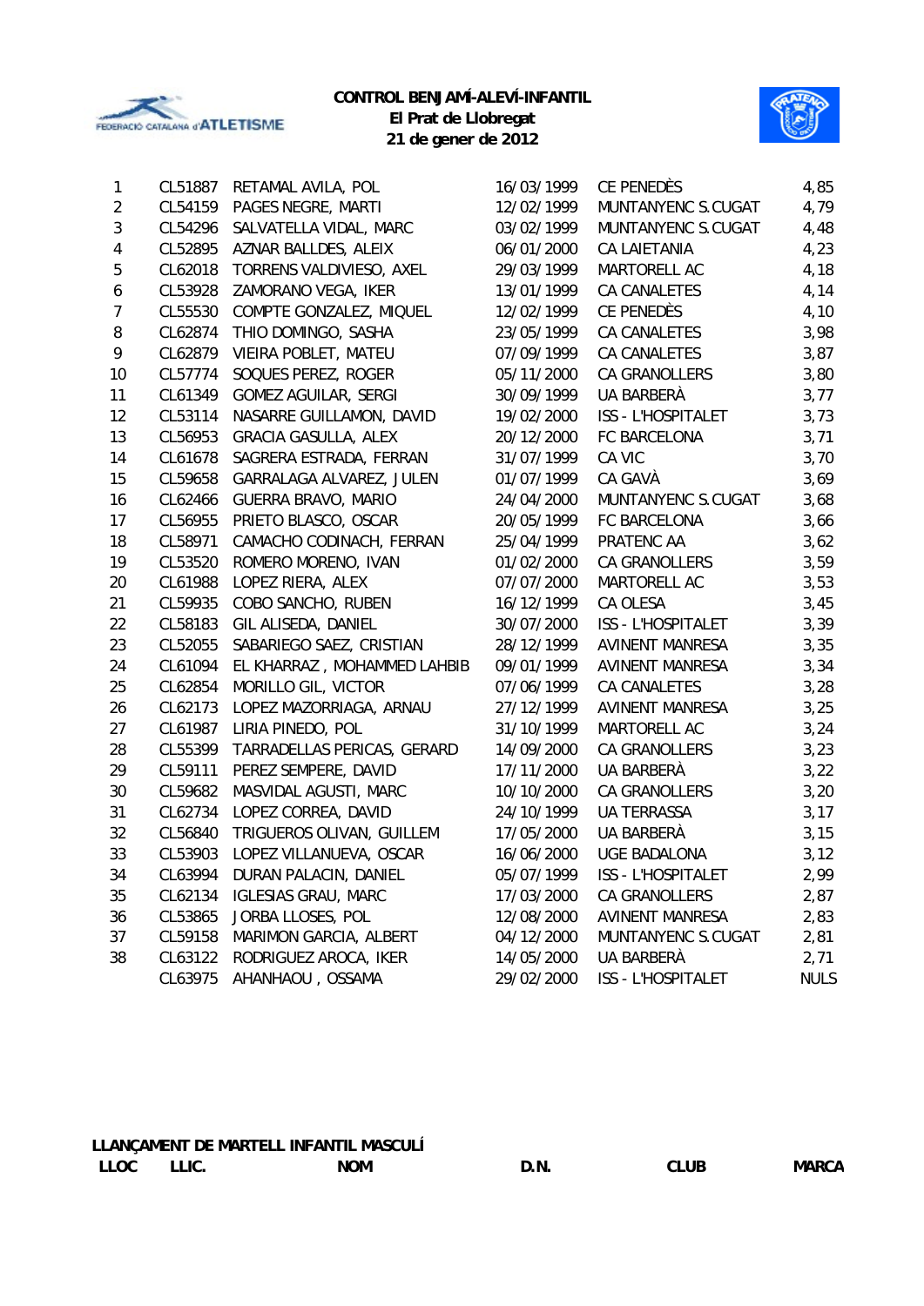**CONTROL BENJAMÍ-ALEVÍ-INFANTIL**
**El Prat de Llobregat**
**21 de gener de 2012**

| | | | | | |
|---|---|---|---|---|---|
| 1 | CL51887 | RETAMAL AVILA, POL | 16/03/1999 | CE PENEDÈS | 4,85 |
| 2 | CL54159 | PAGES NEGRE, MARTI | 12/02/1999 | MUNTANYENC S.CUGAT | 4,79 |
| 3 | CL54296 | SALVATELLA VIDAL, MARC | 03/02/1999 | MUNTANYENC S.CUGAT | 4,48 |
| 4 | CL52895 | AZNAR BALLDES, ALEIX | 06/01/2000 | CA LAIETANIA | 4,23 |
| 5 | CL62018 | TORRENS VALDIVIESO, AXEL | 29/03/1999 | MARTORELL AC | 4,18 |
| 6 | CL53928 | ZAMORANO VEGA, IKER | 13/01/1999 | CA CANALETES | 4,14 |
| 7 | CL55530 | COMPTE GONZALEZ, MIQUEL | 12/02/1999 | CE PENEDÈS | 4,10 |
| 8 | CL62874 | THIO DOMINGO, SASHA | 23/05/1999 | CA CANALETES | 3,98 |
| 9 | CL62879 | VIEIRA POBLET, MATEU | 07/09/1999 | CA CANALETES | 3,87 |
| 10 | CL57774 | SOQUES PEREZ, ROGER | 05/11/2000 | CA GRANOLLERS | 3,80 |
| 11 | CL61349 | GOMEZ AGUILAR, SERGI | 30/09/1999 | UA BARBERÀ | 3,77 |
| 12 | CL53114 | NASARRE GUILLAMON, DAVID | 19/02/2000 | ISS - L'HOSPITALET | 3,73 |
| 13 | CL56953 | GRACIA GASULLA, ALEX | 20/12/2000 | FC BARCELONA | 3,71 |
| 14 | CL61678 | SAGRERA ESTRADA, FERRAN | 31/07/1999 | CA VIC | 3,70 |
| 15 | CL59658 | GARRALAGA ALVAREZ, JULEN | 01/07/1999 | CA GAVÀ | 3,69 |
| 16 | CL62466 | GUERRA BRAVO, MARIO | 24/04/2000 | MUNTANYENC S.CUGAT | 3,68 |
| 17 | CL56955 | PRIETO BLASCO, OSCAR | 20/05/1999 | FC BARCELONA | 3,66 |
| 18 | CL58971 | CAMACHO CODINACH, FERRAN | 25/04/1999 | PRATENC AA | 3,62 |
| 19 | CL53520 | ROMERO MORENO, IVAN | 01/02/2000 | CA GRANOLLERS | 3,59 |
| 20 | CL61988 | LOPEZ RIERA, ALEX | 07/07/2000 | MARTORELL AC | 3,53 |
| 21 | CL59935 | COBO SANCHO, RUBEN | 16/12/1999 | CA OLESA | 3,45 |
| 22 | CL58183 | GIL ALISEDA, DANIEL | 30/07/2000 | ISS - L'HOSPITALET | 3,39 |
| 23 | CL52055 | SABARIEGO SAEZ, CRISTIAN | 28/12/1999 | AVINENT MANRESA | 3,35 |
| 24 | CL61094 | EL KHARRAZ , MOHAMMED LAHBIB | 09/01/1999 | AVINENT MANRESA | 3,34 |
| 25 | CL62854 | MORILLO GIL, VICTOR | 07/06/1999 | CA CANALETES | 3,28 |
| 26 | CL62173 | LOPEZ MAZORRIAGA, ARNAU | 27/12/1999 | AVINENT MANRESA | 3,25 |
| 27 | CL61987 | LIRIA PINEDO, POL | 31/10/1999 | MARTORELL AC | 3,24 |
| 28 | CL55399 | TARRADELLAS PERICAS, GERARD | 14/09/2000 | CA GRANOLLERS | 3,23 |
| 29 | CL59111 | PEREZ SEMPERE, DAVID | 17/11/2000 | UA BARBERÀ | 3,22 |
| 30 | CL59682 | MASVIDAL AGUSTI, MARC | 10/10/2000 | CA GRANOLLERS | 3,20 |
| 31 | CL62734 | LOPEZ CORREA, DAVID | 24/10/1999 | UA TERRASSA | 3,17 |
| 32 | CL56840 | TRIGUEROS OLIVAN, GUILLEM | 17/05/2000 | UA BARBERÀ | 3,15 |
| 33 | CL53903 | LOPEZ VILLANUEVA, OSCAR | 16/06/2000 | UGE BADALONA | 3,12 |
| 34 | CL63994 | DURAN PALACIN, DANIEL | 05/07/1999 | ISS - L'HOSPITALET | 2,99 |
| 35 | CL62134 | IGLESIAS GRAU, MARC | 17/03/2000 | CA GRANOLLERS | 2,87 |
| 36 | CL53865 | JORBA LLOSES, POL | 12/08/2000 | AVINENT MANRESA | 2,83 |
| 37 | CL59158 | MARIMON GARCIA, ALBERT | 04/12/2000 | MUNTANYENC S.CUGAT | 2,81 |
| 38 | CL63122 | RODRIGUEZ AROCA, IKER | 14/05/2000 | UA BARBERÀ | 2,71 |
| | CL63975 | AHANHAOU , OSSAMA | 29/02/2000 | ISS - L'HOSPITALET | NULS |

**LLANÇAMENT DE MARTELL INFANTIL MASCULÍ**

| LLOC | LLIC. | NOM | D.N. | CLUB | MARCA |
|---|---|---|---|---|---|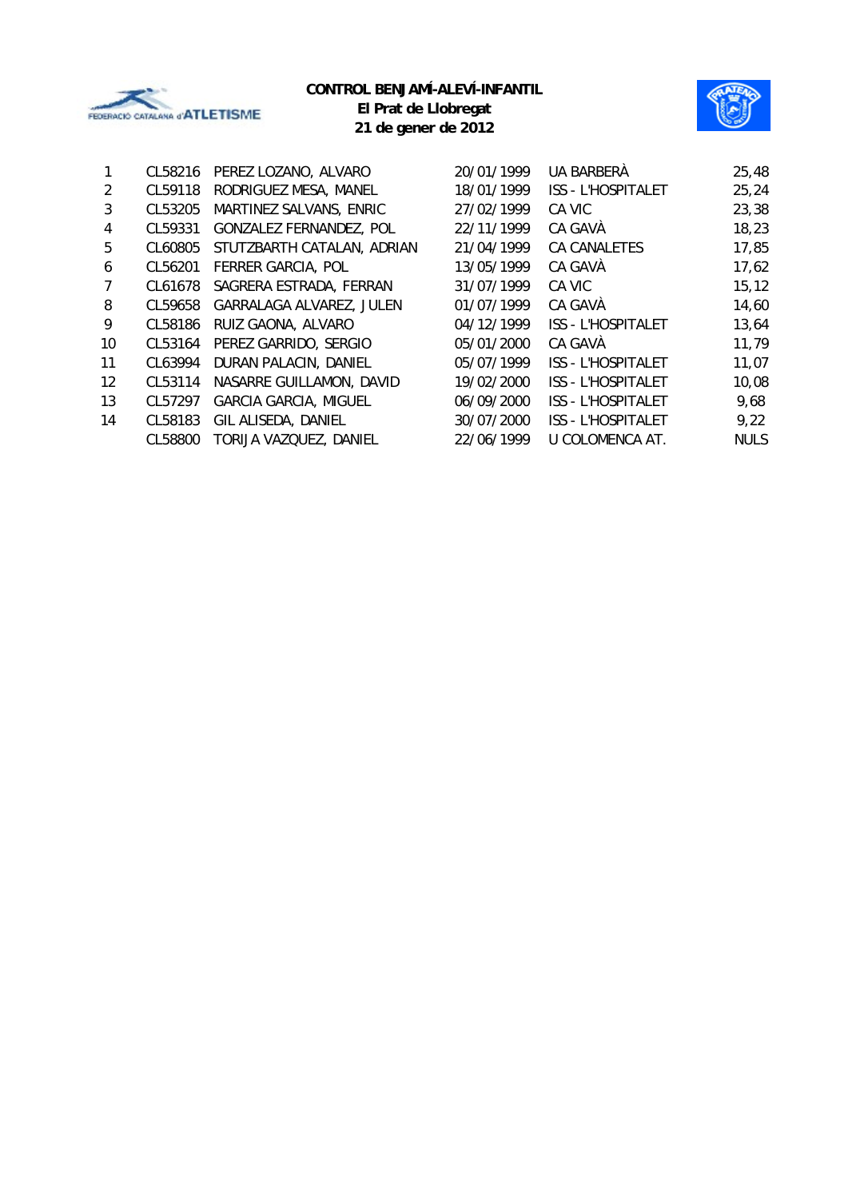**CONTROL BENJAMÍ-ALEVÍ-INFANTIL**
**El Prat de Llobregat**
**21 de gener de 2012**

| | | | | | |
|---|---|---|---|---|---|
| 1 | CL58216 | PEREZ LOZANO, ALVARO | 20/01/1999 | UA BARBERÀ | 25,48 |
| 2 | CL59118 | RODRIGUEZ MESA, MANEL | 18/01/1999 | ISS - L'HOSPITALET | 25,24 |
| 3 | CL53205 | MARTINEZ SALVANS, ENRIC | 27/02/1999 | CA VIC | 23,38 |
| 4 | CL59331 | GONZALEZ FERNANDEZ, POL | 22/11/1999 | CA GAVÀ | 18,23 |
| 5 | CL60805 | STUTZBARTH CATALAN, ADRIAN | 21/04/1999 | CA CANALETES | 17,85 |
| 6 | CL56201 | FERRER GARCIA, POL | 13/05/1999 | CA GAVÀ | 17,62 |
| 7 | CL61678 | SAGRERA ESTRADA, FERRAN | 31/07/1999 | CA VIC | 15,12 |
| 8 | CL59658 | GARRALAGA ALVAREZ, JULEN | 01/07/1999 | CA GAVÀ | 14,60 |
| 9 | CL58186 | RUIZ GAONA, ALVARO | 04/12/1999 | ISS - L'HOSPITALET | 13,64 |
| 10 | CL53164 | PEREZ GARRIDO, SERGIO | 05/01/2000 | CA GAVÀ | 11,79 |
| 11 | CL63994 | DURAN PALACIN, DANIEL | 05/07/1999 | ISS - L'HOSPITALET | 11,07 |
| 12 | CL53114 | NASARRE GUILLAMON, DAVID | 19/02/2000 | ISS - L'HOSPITALET | 10,08 |
| 13 | CL57297 | GARCIA GARCIA, MIGUEL | 06/09/2000 | ISS - L'HOSPITALET | 9,68 |
| 14 | CL58183 | GIL ALISEDA, DANIEL | 30/07/2000 | ISS - L'HOSPITALET | 9,22 |
| | CL58800 | TORIJA VAZQUEZ, DANIEL | 22/06/1999 | U COLOMENCA AT. | NULS |